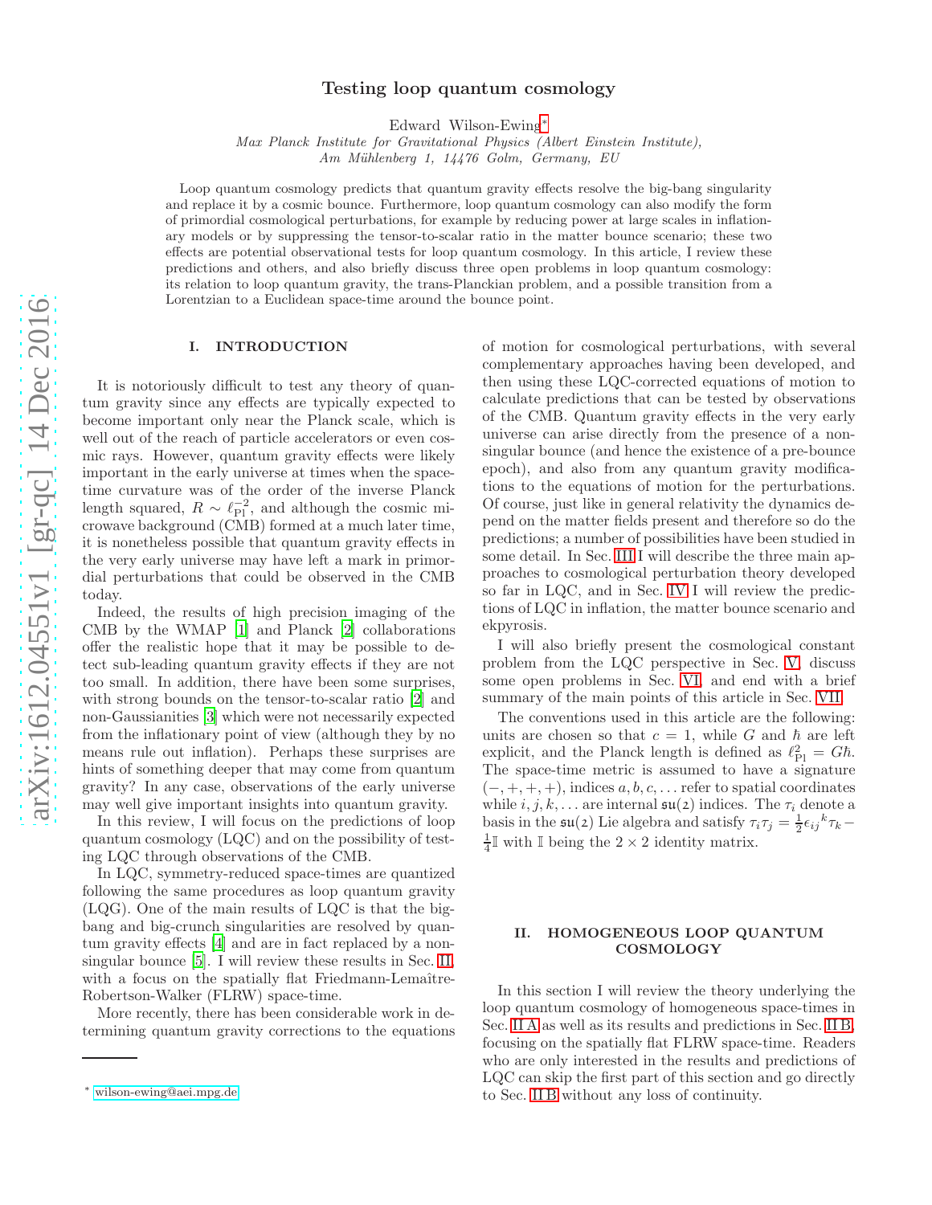# Testing loop quantum cosmology

Edward Wilson-Ewing*

*Max Planck Institute for Gravitational Physics (Albert Einstein Institute), Am Mühlenberg 1, 14476 Golm, Germany, EU*

Loop quantum cosmology predicts that quantum gravity effects resolve the big-bang singularity and replace it by a cosmic bounce. Furthermore, loop quantum cosmology can also modify the form of primordial cosmological perturbations, for example by reducing power at large scales in inflationary models or by suppressing the tensor-to-scalar ratio in the matter bounce scenario; these two effects are potential observational tests for loop quantum cosmology. In this article, I review these predictions and others, and also briefly discuss three open problems in loop quantum cosmology: its relation to loop quantum gravity, the trans-Planckian problem, and a possible transition from a Lorentzian to a Euclidean space-time around the bounce point.

## I. INTRODUCTION

It is notoriously difficult to test any theory of quantum gravity since any effects are typically expected to become important only near the Planck scale, which is well out of the reach of particle accelerators or even cosmic rays. However, quantum gravity effects were likely important in the early universe at times when the space-time curvature was of the order of the inverse Planck length squared, $R \sim \ell_{\rm Pl}^{-2}$, and although the cosmic microwave background (CMB) formed at a much later time, it is nonetheless possible that quantum gravity effects in the very early universe may have left a mark in primordial perturbations that could be observed in the CMB today.

Indeed, the results of high precision imaging of the CMB by the WMAP [1] and Planck [2] collaborations offer the realistic hope that it may be possible to detect sub-leading quantum gravity effects if they are not too small. In addition, there have been some surprises, with strong bounds on the tensor-to-scalar ratio [2] and non-Gaussianities [3] which were not necessarily expected from the inflationary point of view (although they by no means rule out inflation). Perhaps these surprises are hints of something deeper that may come from quantum gravity? In any case, observations of the early universe may well give important insights into quantum gravity.

In this review, I will focus on the predictions of loop quantum cosmology (LQC) and on the possibility of testing LQC through observations of the CMB.

In LQC, symmetry-reduced space-times are quantized following the same procedures as loop quantum gravity (LQG). One of the main results of LQC is that the big-bang and big-crunch singularities are resolved by quantum gravity effects [4] and are in fact replaced by a non-singular bounce [5]. I will review these results in Sec. II, with a focus on the spatially flat Friedmann-Lemaître-Robertson-Walker (FLRW) space-time.

More recently, there has been considerable work in determining quantum gravity corrections to the equations of motion for cosmological perturbations, with several complementary approaches having been developed, and then using these LQC-corrected equations of motion to calculate predictions that can be tested by observations of the CMB. Quantum gravity effects in the very early universe can arise directly from the presence of a non-singular bounce (and hence the existence of a pre-bounce epoch), and also from any quantum gravity modifications to the equations of motion for the perturbations. Of course, just like in general relativity the dynamics depend on the matter fields present and therefore so do the predictions; a number of possibilities have been studied in some detail. In Sec. III I will describe the three main approaches to cosmological perturbation theory developed so far in LQC, and in Sec. IV I will review the predictions of LQC in inflation, the matter bounce scenario and ekpyrosis.

I will also briefly present the cosmological constant problem from the LQC perspective in Sec. V, discuss some open problems in Sec. VI, and end with a brief summary of the main points of this article in Sec. VII.

The conventions used in this article are the following: units are chosen so that $c = 1$, while $G$ and $\hbar$ are left explicit, and the Planck length is defined as $\ell_{\rm Pl}^2 = G\hbar$. The space-time metric is assumed to have a signature $(-,+,+,+)$, indices $a, b, c, \ldots$ refer to spatial coordinates while $i, j, k, \ldots$ are internal $\mathfrak{su}(2)$ indices. The $\tau_i$ denote a basis in the $\mathfrak{su}(2)$ Lie algebra and satisfy $\tau_i \tau_j = \frac{1}{2}\epsilon_{ij}{}^k \tau_k - \frac{1}{4}\mathbb{I}$ with $\mathbb{I}$ being the $2 \times 2$ identity matrix.

## II. HOMOGENEOUS LOOP QUANTUM COSMOLOGY

In this section I will review the theory underlying the loop quantum cosmology of homogeneous space-times in Sec. II A as well as its results and predictions in Sec. II B, focusing on the spatially flat FLRW space-time. Readers who are only interested in the results and predictions of LQC can skip the first part of this section and go directly to Sec. II B without any loss of continuity.

* wilson-ewing@aei.mpg.de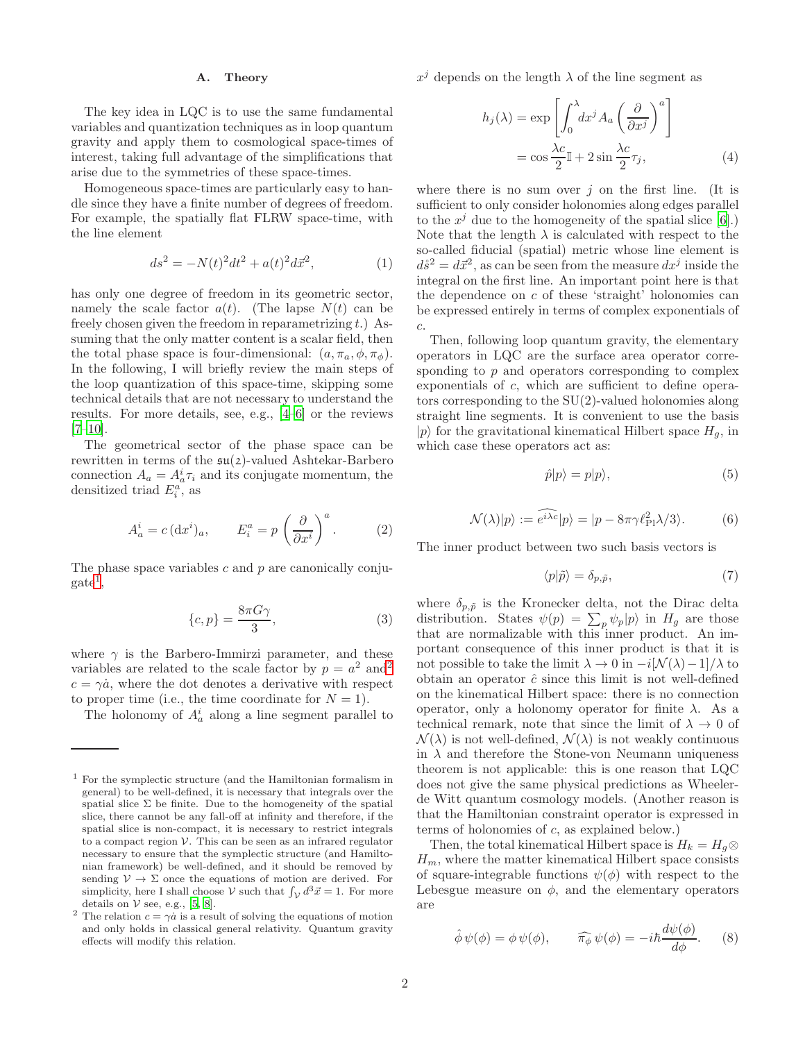### A. Theory

The key idea in LQC is to use the same fundamental variables and quantization techniques as in loop quantum gravity and apply them to cosmological space-times of interest, taking full advantage of the simplifications that arise due to the symmetries of these space-times.

Homogeneous space-times are particularly easy to handle since they have a finite number of degrees of freedom. For example, the spatially flat FLRW space-time, with the line element

$$ds^2 = -N(t)^2 dt^2 + a(t)^2 d\vec{x}^2, \tag{1}$$

has only one degree of freedom in its geometric sector, namely the scale factor $a(t)$. (The lapse $N(t)$ can be freely chosen given the freedom in reparametrizing $t$.) Assuming that the only matter content is a scalar field, then the total phase space is four-dimensional: $(a, \pi_a, \phi, \pi_\phi)$. In the following, I will briefly review the main steps of the loop quantization of this space-time, skipping some technical details that are not necessary to understand the results. For more details, see, e.g., [4–6] or the reviews [7–10].

The geometrical sector of the phase space can be rewritten in terms of the $\mathfrak{su}(2)$-valued Ashtekar-Barbero connection $A_a = A_a^i \tau_i$ and its conjugate momentum, the densitized triad $E_i^a$, as

$$A_a^i = c\,(\mathrm{d}x^i)_a, \qquad E_i^a = p\left(\frac{\partial}{\partial x^i}\right)^a. \tag{2}$$

The phase space variables $c$ and $p$ are canonically conjugate[1],

$$\{c, p\} = \frac{8\pi G\gamma}{3}, \tag{3}$$

where $\gamma$ is the Barbero-Immirzi parameter, and these variables are related to the scale factor by $p = a^2$ and[2] $c = \gamma \dot{a}$, where the dot denotes a derivative with respect to proper time (i.e., the time coordinate for $N = 1$).

The holonomy of $A_a^i$ along a line segment parallel to $x^j$ depends on the length $\lambda$ of the line segment as

$$\begin{aligned} h_j(\lambda) &= \exp\left[\int_0^\lambda dx^j A_a \left(\frac{\partial}{\partial x^j}\right)^a\right] \\ &= \cos\frac{\lambda c}{2}\mathbb{I} + 2\sin\frac{\lambda c}{2}\tau_j, \end{aligned} \tag{4}$$

where there is no sum over $j$ on the first line. (It is sufficient to only consider holonomies along edges parallel to the $x^j$ due to the homogeneity of the spatial slice [6].) Note that the length $\lambda$ is calculated with respect to the so-called fiducial (spatial) metric whose line element is $d\mathring{s}^2 = d\vec{x}^2$, as can be seen from the measure $dx^j$ inside the integral on the first line. An important point here is that the dependence on $c$ of these 'straight' holonomies can be expressed entirely in terms of complex exponentials of $c$.

Then, following loop quantum gravity, the elementary operators in LQC are the surface area operator corresponding to $p$ and operators corresponding to complex exponentials of $c$, which are sufficient to define operators corresponding to the SU(2)-valued holonomies along straight line segments. It is convenient to use the basis $|p\rangle$ for the gravitational kinematical Hilbert space $H_g$, in which case these operators act as:

$$\hat{p}|p\rangle = p|p\rangle, \tag{5}$$

$$\mathcal{N}(\lambda)|p\rangle := \widehat{e^{i\lambda c}}|p\rangle = |p - 8\pi\gamma\ell_{\rm Pl}^2\lambda/3\rangle. \tag{6}$$

The inner product between two such basis vectors is

$$\langle p|\tilde{p}\rangle = \delta_{p,\tilde{p}}, \tag{7}$$

where $\delta_{p,\tilde{p}}$ is the Kronecker delta, not the Dirac delta distribution. States $\psi(p) = \sum_p \psi_p |p\rangle$ in $H_g$ are those that are normalizable with this inner product. An important consequence of this inner product is that it is not possible to take the limit $\lambda \to 0$ in $-i[\mathcal{N}(\lambda) - 1]/\lambda$ to obtain an operator $\hat{c}$ since this limit is not well-defined on the kinematical Hilbert space: there is no connection operator, only a holonomy operator for finite $\lambda$. As a technical remark, note that since the limit of $\lambda \to 0$ of $\mathcal{N}(\lambda)$ is not well-defined, $\mathcal{N}(\lambda)$ is not weakly continuous in $\lambda$ and therefore the Stone-von Neumann uniqueness theorem is not applicable: this is one reason that LQC does not give the same physical predictions as Wheeler-de Witt quantum cosmology models. (Another reason is that the Hamiltonian constraint operator is expressed in terms of holonomies of $c$, as explained below.)

Then, the total kinematical Hilbert space is $H_k = H_g \otimes H_m$, where the matter kinematical Hilbert space consists of square-integrable functions $\psi(\phi)$ with respect to the Lebesgue measure on $\phi$, and the elementary operators are

$$\hat{\phi}\,\psi(\phi) = \phi\,\psi(\phi), \qquad \widehat{\pi_\phi}\,\psi(\phi) = -i\hbar\frac{d\psi(\phi)}{d\phi}. \tag{8}$$

---

[1] For the symplectic structure (and the Hamiltonian formalism in general) to be well-defined, it is necessary that integrals over the spatial slice $\Sigma$ be finite. Due to the homogeneity of the spatial slice, there cannot be any fall-off at infinity and therefore, if the spatial slice is non-compact, it is necessary to restrict integrals to a compact region $\mathcal{V}$. This can be seen as an infrared regulator necessary to ensure that the symplectic structure (and Hamiltonian framework) be well-defined, and it should be removed by sending $\mathcal{V} \to \Sigma$ once the equations of motion are derived. For simplicity, here I shall choose $\mathcal{V}$ such that $\int_\mathcal{V} d^3\vec{x} = 1$. For more details on $\mathcal{V}$ see, e.g., [5, 8].

[2] The relation $c = \gamma\dot{a}$ is a result of solving the equations of motion and only holds in classical general relativity. Quantum gravity effects will modify this relation.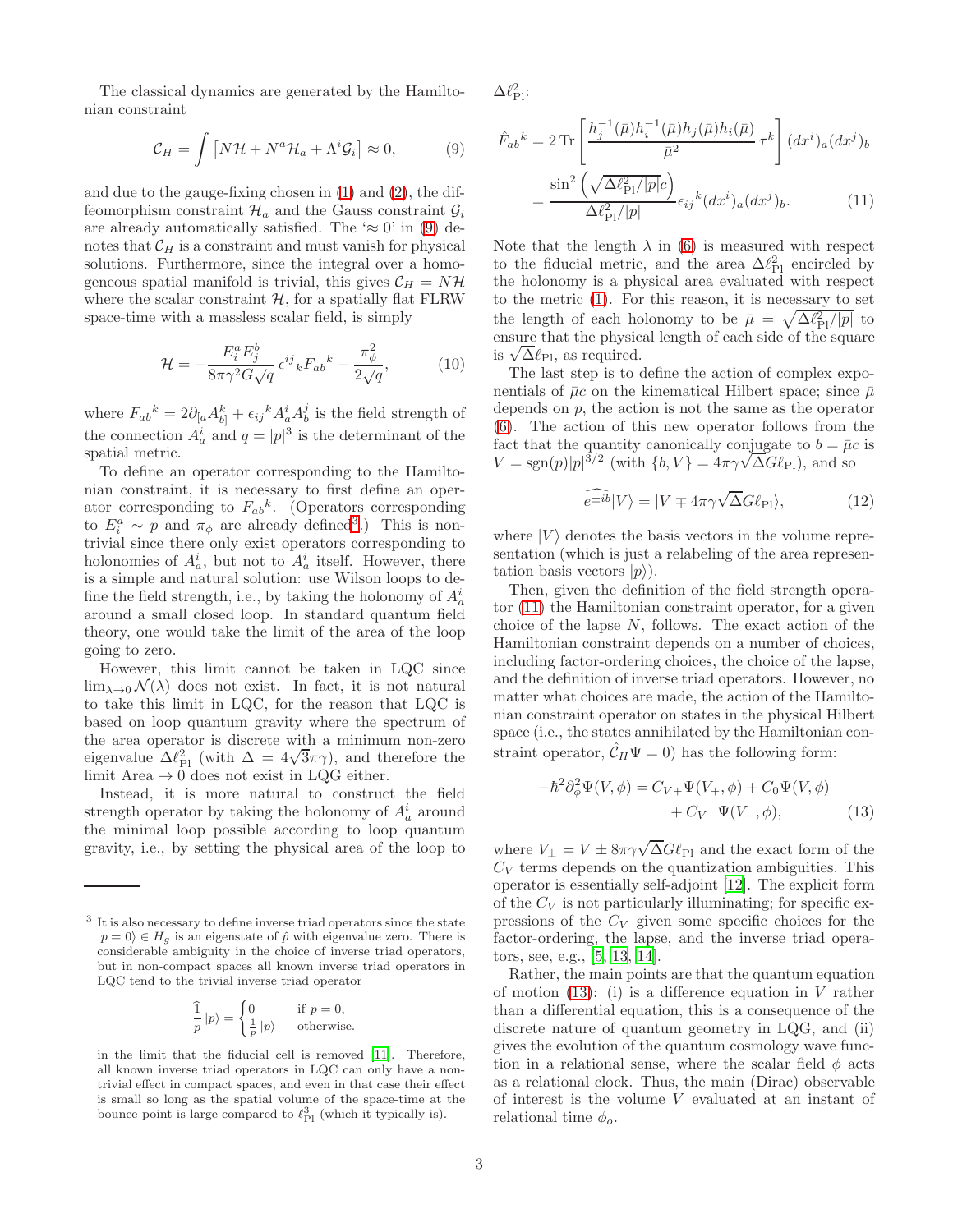The classical dynamics are generated by the Hamiltonian constraint

$$\mathcal{C}_H = \int \left[ N\mathcal{H} + N^a \mathcal{H}_a + \Lambda^i \mathcal{G}_i \right] \approx 0, \qquad (9)$$

and due to the gauge-fixing chosen in (1) and (2), the diffeomorphism constraint $\mathcal{H}_a$ and the Gauss constraint $\mathcal{G}_i$ are already automatically satisfied. The '$\approx 0$' in (9) denotes that $\mathcal{C}_H$ is a constraint and must vanish for physical solutions. Furthermore, since the integral over a homogeneous spatial manifold is trivial, this gives $\mathcal{C}_H = N\mathcal{H}$ where the scalar constraint $\mathcal{H}$, for a spatially flat FLRW space-time with a massless scalar field, is simply

$$\mathcal{H} = -\frac{E_i^a E_j^b}{8\pi\gamma^2 G\sqrt{q}} \, \epsilon^{ij}{}_k F_{ab}{}^k + \frac{\pi_\phi^2}{2\sqrt{q}}, \qquad (10)$$

where $F_{ab}{}^k = 2\partial_{[a} A_{b]}^k + \epsilon_{ij}{}^k A_a^i A_b^j$ is the field strength of the connection $A_a^i$ and $q = |p|^3$ is the determinant of the spatial metric.

To define an operator corresponding to the Hamiltonian constraint, it is necessary to first define an operator corresponding to $F_{ab}{}^k$. (Operators corresponding to $E_i^a \sim p$ and $\pi_\phi$ are already defined[3].) This is nontrivial since there only exist operators corresponding to holonomies of $A_a^i$, but not to $A_a^i$ itself. However, there is a simple and natural solution: use Wilson loops to define the field strength, i.e., by taking the holonomy of $A_a^i$ around a small closed loop. In standard quantum field theory, one would take the limit of the area of the loop going to zero.

However, this limit cannot be taken in LQC since $\lim_{\lambda \to 0} \mathcal{N}(\lambda)$ does not exist. In fact, it is not natural to take this limit in LQC, for the reason that LQC is based on loop quantum gravity where the spectrum of the area operator is discrete with a minimum non-zero eigenvalue $\Delta \ell_{\rm Pl}^2$ (with $\Delta = 4\sqrt{3}\pi\gamma$), and therefore the limit Area $\to 0$ does not exist in LQG either.

Instead, it is more natural to construct the field strength operator by taking the holonomy of $A_a^i$ around the minimal loop possible according to loop quantum gravity, i.e., by setting the physical area of the loop to $\Delta \ell_{\rm Pl}^2$:

$$\begin{aligned} \hat{F}_{ab}{}^k &= 2 \,{\rm Tr} \left[ \frac{h_j^{-1}(\bar\mu) h_i^{-1}(\bar\mu) h_j(\bar\mu) h_i(\bar\mu)}{\bar\mu^2} \, \tau^k \right] (dx^i)_a (dx^j)_b \\ &= \frac{\sin^2\left(\sqrt{\Delta \ell_{\rm Pl}^2/|p|}\, c\right)}{\Delta \ell_{\rm Pl}^2/|p|} \epsilon_{ij}{}^k (dx^i)_a (dx^j)_b. \end{aligned} \qquad (11)$$

Note that the length $\lambda$ in (6) is measured with respect to the fiducial metric, and the area $\Delta \ell_{\rm Pl}^2$ encircled by the holonomy is a physical area evaluated with respect to the metric (1). For this reason, it is necessary to set the length of each holonomy to be $\bar\mu = \sqrt{\Delta \ell_{\rm Pl}^2/|p|}$ to ensure that the physical length of each side of the square is $\sqrt{\Delta}\ell_{\rm Pl}$, as required.

The last step is to define the action of complex exponentials of $\bar\mu c$ on the kinematical Hilbert space; since $\bar\mu$ depends on $p$, the action is not the same as the operator (6). The action of this new operator follows from the fact that the quantity canonically conjugate to $b = \bar\mu c$ is $V = {\rm sgn}(p)|p|^{3/2}$ (with $\{b, V\} = 4\pi\gamma\sqrt{\Delta} G \ell_{\rm Pl}$), and so

$$\widehat{e^{\pm ib}} |V\rangle = |V \mp 4\pi\gamma\sqrt{\Delta} G\ell_{\rm Pl}\rangle, \qquad (12)$$

where $|V\rangle$ denotes the basis vectors in the volume representation (which is just a relabeling of the area representation basis vectors $|p\rangle$).

Then, given the definition of the field strength operator (11) the Hamiltonian constraint operator, for a given choice of the lapse $N$, follows. The exact action of the Hamiltonian constraint depends on a number of choices, including factor-ordering choices, the choice of the lapse, and the definition of inverse triad operators. However, no matter what choices are made, the action of the Hamiltonian constraint operator on states in the physical Hilbert space (i.e., the states annihilated by the Hamiltonian constraint operator, $\hat{\mathcal{C}}_H \Psi = 0$) has the following form:

$$\begin{aligned} -\hbar^2 \partial_\phi^2 \Psi(V, \phi) = C_{V+} \Psi(V_+, \phi) &+ C_0 \Psi(V, \phi) \\ &+ C_{V-} \Psi(V_-, \phi), \end{aligned} \qquad (13)$$

where $V_\pm = V \pm 8\pi\gamma\sqrt{\Delta} G\ell_{\rm Pl}$ and the exact form of the $C_V$ terms depends on the quantization ambiguities. This operator is essentially self-adjoint [12]. The explicit form of the $C_V$ is not particularly illuminating; for specific expressions of the $C_V$ given some specific choices for the factor-ordering, the lapse, and the inverse triad operators, see, e.g., [5, 13, 14].

Rather, the main points are that the quantum equation of motion (13): (i) is a difference equation in $V$ rather than a differential equation, this is a consequence of the discrete nature of quantum geometry in LQG, and (ii) gives the evolution of the quantum cosmology wave function in a relational sense, where the scalar field $\phi$ acts as a relational clock. Thus, the main (Dirac) observable of interest is the volume $V$ evaluated at an instant of relational time $\phi_o$.

---

[3] It is also necessary to define inverse triad operators since the state $|p = 0\rangle \in H_g$ is an eigenstate of $\hat{p}$ with eigenvalue zero. There is considerable ambiguity in the choice of inverse triad operators, but in non-compact spaces all known inverse triad operators in LQC tend to the trivial inverse triad operator

$$\widehat{\frac{1}{p}} |p\rangle = \begin{cases} 0 & \text{if } p = 0, \\ \frac{1}{p} |p\rangle & \text{otherwise.} \end{cases}$$

in the limit that the fiducial cell is removed [11]. Therefore, all known inverse triad operators in LQC can only have a nontrivial effect in compact spaces, and even in that case their effect is small so long as the spatial volume of the space-time at the bounce point is large compared to $\ell_{\rm Pl}^3$ (which it typically is).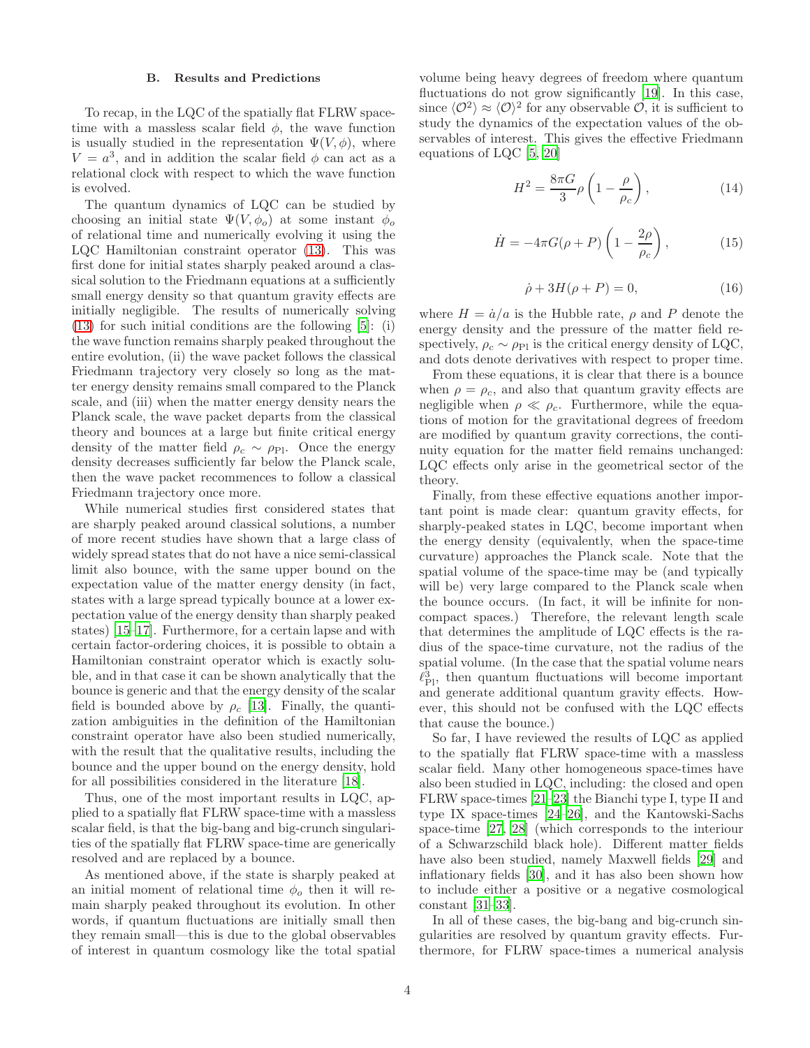### B. Results and Predictions

To recap, in the LQC of the spatially flat FLRW space-time with a massless scalar field $\phi$, the wave function is usually studied in the representation $\Psi(V, \phi)$, where $V = a^3$, and in addition the scalar field $\phi$ can act as a relational clock with respect to which the wave function is evolved.

The quantum dynamics of LQC can be studied by choosing an initial state $\Psi(V, \phi_o)$ at some instant $\phi_o$ of relational time and numerically evolving it using the LQC Hamiltonian constraint operator (13). This was first done for initial states sharply peaked around a classical solution to the Friedmann equations at a sufficiently small energy density so that quantum gravity effects are initially negligible. The results of numerically solving (13) for such initial conditions are the following [5]: (i) the wave function remains sharply peaked throughout the entire evolution, (ii) the wave packet follows the classical Friedmann trajectory very closely so long as the matter energy density remains small compared to the Planck scale, and (iii) when the matter energy density nears the Planck scale, the wave packet departs from the classical theory and bounces at a large but finite critical energy density of the matter field $\rho_c \sim \rho_{\rm Pl}$. Once the energy density decreases sufficiently far below the Planck scale, then the wave packet recommences to follow a classical Friedmann trajectory once more.

While numerical studies first considered states that are sharply peaked around classical solutions, a number of more recent studies have shown that a large class of widely spread states that do not have a nice semi-classical limit also bounce, with the same upper bound on the expectation value of the matter energy density (in fact, states with a large spread typically bounce at a lower expectation value of the energy density than sharply peaked states) [15–17]. Furthermore, for a certain lapse and with certain factor-ordering choices, it is possible to obtain a Hamiltonian constraint operator which is exactly soluble, and in that case it can be shown analytically that the bounce is generic and that the energy density of the scalar field is bounded above by $\rho_c$ [13]. Finally, the quantization ambiguities in the definition of the Hamiltonian constraint operator have also been studied numerically, with the result that the qualitative results, including the bounce and the upper bound on the energy density, hold for all possibilities considered in the literature [18].

Thus, one of the most important results in LQC, applied to a spatially flat FLRW space-time with a massless scalar field, is that the big-bang and big-crunch singularities of the spatially flat FLRW space-time are generically resolved and are replaced by a bounce.

As mentioned above, if the state is sharply peaked at an initial moment of relational time $\phi_o$ then it will remain sharply peaked throughout its evolution. In other words, if quantum fluctuations are initially small then they remain small—this is due to the global observables of interest in quantum cosmology like the total spatial volume being heavy degrees of freedom where quantum fluctuations do not grow significantly [19]. In this case, since $\langle \mathcal{O}^2 \rangle \approx \langle \mathcal{O} \rangle^2$ for any observable $\mathcal{O}$, it is sufficient to study the dynamics of the expectation values of the observables of interest. This gives the effective Friedmann equations of LQC [5, 20]

$$H^2 = \frac{8\pi G}{3} \rho \left( 1 - \frac{\rho}{\rho_c} \right), \tag{14}$$

$$\dot{H} = -4\pi G (\rho + P) \left( 1 - \frac{2\rho}{\rho_c} \right), \tag{15}$$

$$\dot{\rho} + 3H(\rho + P) = 0, \tag{16}$$

where $H = \dot{a}/a$ is the Hubble rate, $\rho$ and $P$ denote the energy density and the pressure of the matter field respectively, $\rho_c \sim \rho_{\rm Pl}$ is the critical energy density of LQC, and dots denote derivatives with respect to proper time.

From these equations, it is clear that there is a bounce when $\rho = \rho_c$, and also that quantum gravity effects are negligible when $\rho \ll \rho_c$. Furthermore, while the equations of motion for the gravitational degrees of freedom are modified by quantum gravity corrections, the continuity equation for the matter field remains unchanged: LQC effects only arise in the geometrical sector of the theory.

Finally, from these effective equations another important point is made clear: quantum gravity effects, for sharply-peaked states in LQC, become important when the energy density (equivalently, when the space-time curvature) approaches the Planck scale. Note that the spatial volume of the space-time may be (and typically will be) very large compared to the Planck scale when the bounce occurs. (In fact, it will be infinite for non-compact spaces.) Therefore, the relevant length scale that determines the amplitude of LQC effects is the radius of the space-time curvature, not the radius of the spatial volume. (In the case that the spatial volume nears $\ell_{\rm Pl}^3$, then quantum fluctuations will become important and generate additional quantum gravity effects. However, this should not be confused with the LQC effects that cause the bounce.)

So far, I have reviewed the results of LQC as applied to the spatially flat FLRW space-time with a massless scalar field. Many other homogeneous space-times have also been studied in LQC, including: the closed and open FLRW space-times [21–23] the Bianchi type I, type II and type IX space-times [24–26], and the Kantowski-Sachs space-time [27, 28] (which corresponds to the interiour of a Schwarzschild black hole). Different matter fields have also been studied, namely Maxwell fields [29] and inflationary fields [30], and it has also been shown how to include either a positive or a negative cosmological constant [31–33].

In all of these cases, the big-bang and big-crunch singularities are resolved by quantum gravity effects. Furthermore, for FLRW space-times a numerical analysis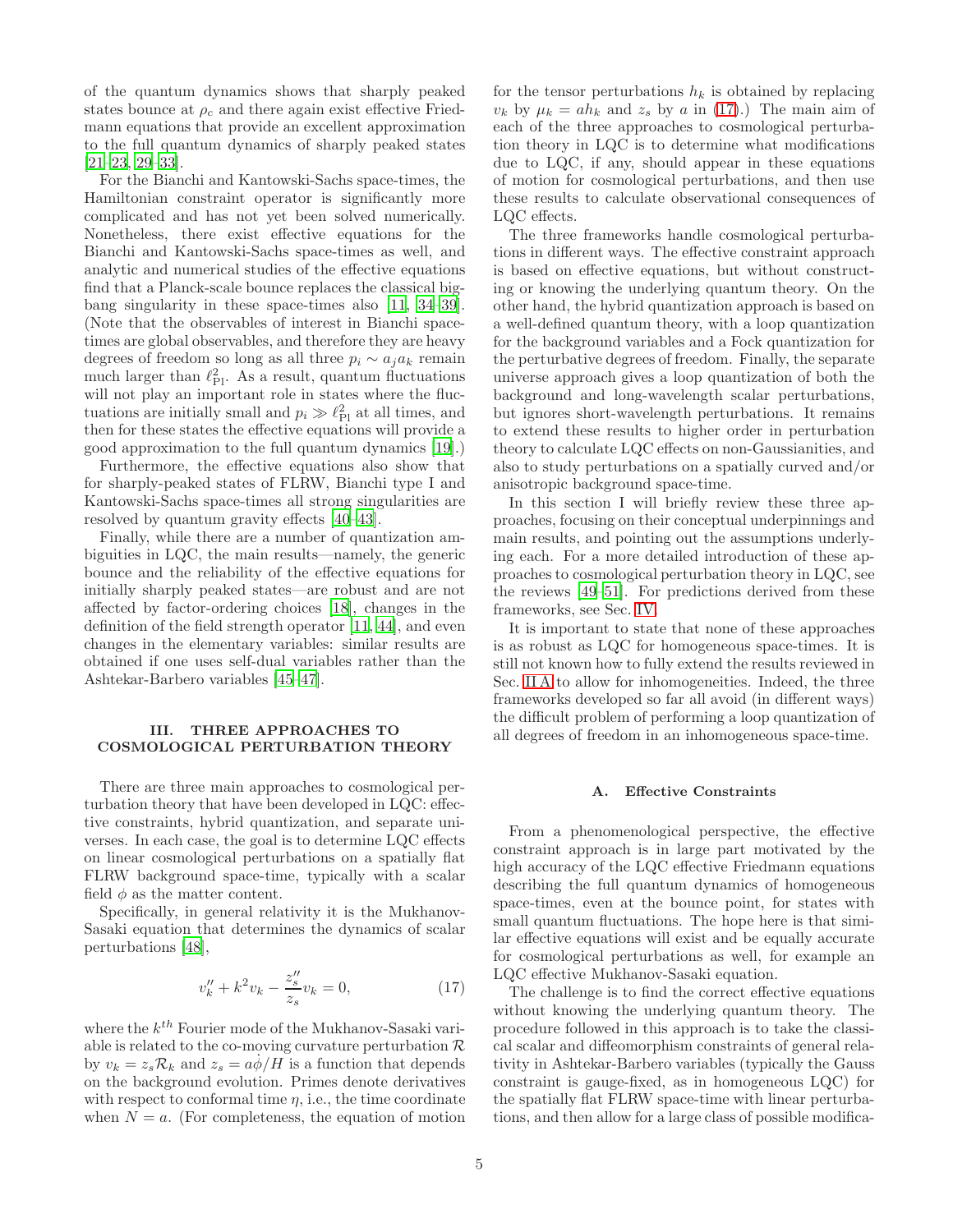of the quantum dynamics shows that sharply peaked states bounce at $\rho_c$ and there again exist effective Friedmann equations that provide an excellent approximation to the full quantum dynamics of sharply peaked states [21–23, 29–33].

For the Bianchi and Kantowski-Sachs space-times, the Hamiltonian constraint operator is significantly more complicated and has not yet been solved numerically. Nonetheless, there exist effective equations for the Bianchi and Kantowski-Sachs space-times as well, and analytic and numerical studies of the effective equations find that a Planck-scale bounce replaces the classical big-bang singularity in these space-times also [11, 34–39]. (Note that the observables of interest in Bianchi space-times are global observables, and therefore they are heavy degrees of freedom so long as all three $p_i \sim a_j a_k$ remain much larger than $\ell_{\rm Pl}^2$. As a result, quantum fluctuations will not play an important role in states where the fluctuations are initially small and $p_i \gg \ell_{\rm Pl}^2$ at all times, and then for these states the effective equations will provide a good approximation to the full quantum dynamics [19].)

Furthermore, the effective equations also show that for sharply-peaked states of FLRW, Bianchi type I and Kantowski-Sachs space-times all strong singularities are resolved by quantum gravity effects [40–43].

Finally, while there are a number of quantization ambiguities in LQC, the main results—namely, the generic bounce and the reliability of the effective equations for initially sharply peaked states—are robust and are not affected by factor-ordering choices [18], changes in the definition of the field strength operator [11, 44], and even changes in the elementary variables: similar results are obtained if one uses self-dual variables rather than the Ashtekar-Barbero variables [45–47].

## III. THREE APPROACHES TO COSMOLOGICAL PERTURBATION THEORY

There are three main approaches to cosmological perturbation theory that have been developed in LQC: effective constraints, hybrid quantization, and separate universes. In each case, the goal is to determine LQC effects on linear cosmological perturbations on a spatially flat FLRW background space-time, typically with a scalar field $\phi$ as the matter content.

Specifically, in general relativity it is the Mukhanov-Sasaki equation that determines the dynamics of scalar perturbations [48],

$$v_k'' + k^2 v_k - \frac{z_s''}{z_s} v_k = 0, \tag{17}$$

where the $k^{th}$ Fourier mode of the Mukhanov-Sasaki variable is related to the co-moving curvature perturbation $\mathcal{R}$ by $v_k = z_s \mathcal{R}_k$ and $z_s = a\dot{\phi}/H$ is a function that depends on the background evolution. Primes denote derivatives with respect to conformal time $\eta$, i.e., the time coordinate when $N = a$. (For completeness, the equation of motion for the tensor perturbations $h_k$ is obtained by replacing $v_k$ by $\mu_k = a h_k$ and $z_s$ by $a$ in (17).) The main aim of each of the three approaches to cosmological perturbation theory in LQC is to determine what modifications due to LQC, if any, should appear in these equations of motion for cosmological perturbations, and then use these results to calculate observational consequences of LQC effects.

The three frameworks handle cosmological perturbations in different ways. The effective constraint approach is based on effective equations, but without constructing or knowing the underlying quantum theory. On the other hand, the hybrid quantization approach is based on a well-defined quantum theory, with a loop quantization for the background variables and a Fock quantization for the perturbative degrees of freedom. Finally, the separate universe approach gives a loop quantization of both the background and long-wavelength scalar perturbations, but ignores short-wavelength perturbations. It remains to extend these results to higher order in perturbation theory to calculate LQC effects on non-Gaussianities, and also to study perturbations on a spatially curved and/or anisotropic background space-time.

In this section I will briefly review these three approaches, focusing on their conceptual underpinnings and main results, and pointing out the assumptions underlying each. For a more detailed introduction of these approaches to cosmological perturbation theory in LQC, see the reviews [49–51]. For predictions derived from these frameworks, see Sec. IV.

It is important to state that none of these approaches is as robust as LQC for homogeneous space-times. It is still not known how to fully extend the results reviewed in Sec. II A to allow for inhomogeneities. Indeed, the three frameworks developed so far all avoid (in different ways) the difficult problem of performing a loop quantization of all degrees of freedom in an inhomogeneous space-time.

### A. Effective Constraints

From a phenomenological perspective, the effective constraint approach is in large part motivated by the high accuracy of the LQC effective Friedmann equations describing the full quantum dynamics of homogeneous space-times, even at the bounce point, for states with small quantum fluctuations. The hope here is that similar effective equations will exist and be equally accurate for cosmological perturbations as well, for example an LQC effective Mukhanov-Sasaki equation.

The challenge is to find the correct effective equations without knowing the underlying quantum theory. The procedure followed in this approach is to take the classical scalar and diffeomorphism constraints of general relativity in Ashtekar-Barbero variables (typically the Gauss constraint is gauge-fixed, as in homogeneous LQC) for the spatially flat FLRW space-time with linear perturbations, and then allow for a large class of possible modifica-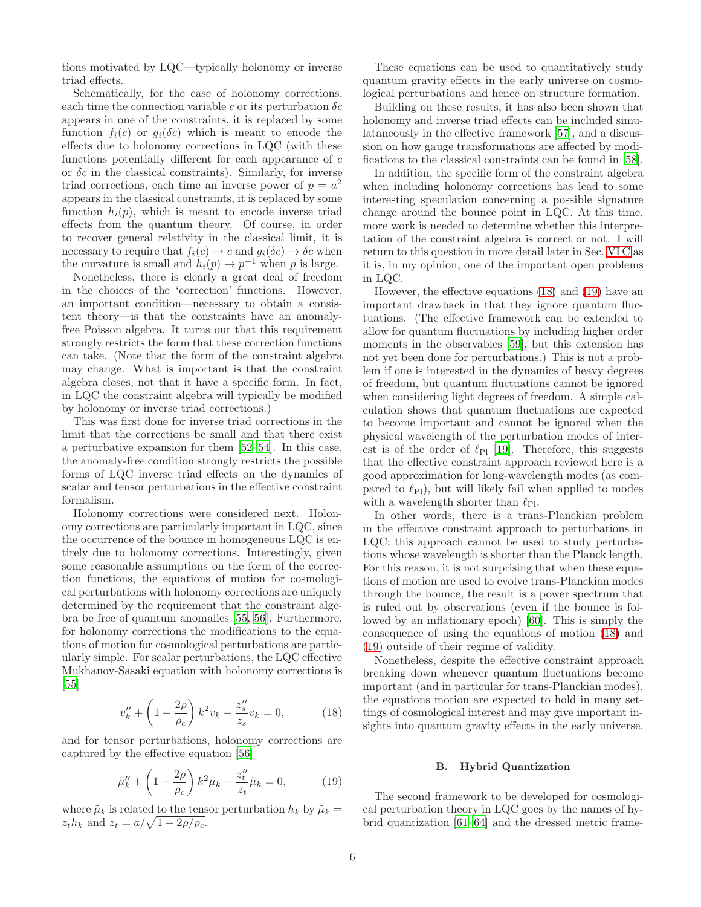tions motivated by LQC—typically holonomy or inverse triad effects.

Schematically, for the case of holonomy corrections, each time the connection variable $c$ or its perturbation $\delta c$ appears in one of the constraints, it is replaced by some function $f_i(c)$ or $g_i(\delta c)$ which is meant to encode the effects due to holonomy corrections in LQC (with these functions potentially different for each appearance of $c$ or $\delta c$ in the classical constraints). Similarly, for inverse triad corrections, each time an inverse power of $p = a^2$ appears in the classical constraints, it is replaced by some function $h_i(p)$, which is meant to encode inverse triad effects from the quantum theory. Of course, in order to recover general relativity in the classical limit, it is necessary to require that $f_i(c) \to c$ and $g_i(\delta c) \to \delta c$ when the curvature is small and $h_i(p) \to p^{-1}$ when $p$ is large.

Nonetheless, there is clearly a great deal of freedom in the choices of the 'correction' functions. However, an important condition—necessary to obtain a consistent theory—is that the constraints have an anomaly-free Poisson algebra. It turns out that this requirement strongly restricts the form that these correction functions can take. (Note that the form of the constraint algebra may change. What is important is that the constraint algebra closes, not that it have a specific form. In fact, in LQC the constraint algebra will typically be modified by holonomy or inverse triad corrections.)

This was first done for inverse triad corrections in the limit that the corrections be small and that there exist a perturbative expansion for them [52–54]. In this case, the anomaly-free condition strongly restricts the possible forms of LQC inverse triad effects on the dynamics of scalar and tensor perturbations in the effective constraint formalism.

Holonomy corrections were considered next. Holonomy corrections are particularly important in LQC, since the occurrence of the bounce in homogeneous LQC is entirely due to holonomy corrections. Interestingly, given some reasonable assumptions on the form of the correction functions, the equations of motion for cosmological perturbations with holonomy corrections are uniquely determined by the requirement that the constraint algebra be free of quantum anomalies [55, 56]. Furthermore, for holonomy corrections the modifications to the equations of motion for cosmological perturbations are particularly simple. For scalar perturbations, the LQC effective Mukhanov-Sasaki equation with holonomy corrections is [55]

$$v_k'' + \left(1 - \frac{2\rho}{\rho_c}\right) k^2 v_k - \frac{z_s''}{z_s} v_k = 0, \tag{18}$$

and for tensor perturbations, holonomy corrections are captured by the effective equation [56]

$$\tilde{\mu}_k'' + \left(1 - \frac{2\rho}{\rho_c}\right) k^2 \tilde{\mu}_k - \frac{z_t''}{z_t} \tilde{\mu}_k = 0, \tag{19}$$

where $\tilde{\mu}_k$ is related to the tensor perturbation $h_k$ by $\tilde{\mu}_k = z_t h_k$ and $z_t = a/\sqrt{1 - 2\rho/\rho_c}$.

These equations can be used to quantitatively study quantum gravity effects in the early universe on cosmological perturbations and hence on structure formation.

Building on these results, it has also been shown that holonomy and inverse triad effects can be included simulataneously in the effective framework [57], and a discussion on how gauge transformations are affected by modifications to the classical constraints can be found in [58].

In addition, the specific form of the constraint algebra when including holonomy corrections has lead to some interesting speculation concerning a possible signature change around the bounce point in LQC. At this time, more work is needed to determine whether this interpretation of the constraint algebra is correct or not. I will return to this question in more detail later in Sec. VI C as it is, in my opinion, one of the important open problems in LQC.

However, the effective equations (18) and (19) have an important drawback in that they ignore quantum fluctuations. (The effective framework can be extended to allow for quantum fluctuations by including higher order moments in the observables [59], but this extension has not yet been done for perturbations.) This is not a problem if one is interested in the dynamics of heavy degrees of freedom, but quantum fluctuations cannot be ignored when considering light degrees of freedom. A simple calculation shows that quantum fluctuations are expected to become important and cannot be ignored when the physical wavelength of the perturbation modes of interest is of the order of $\ell_{\rm Pl}$ [19]. Therefore, this suggests that the effective constraint approach reviewed here is a good approximation for long-wavelength modes (as compared to $\ell_{\rm Pl}$), but will likely fail when applied to modes with a wavelength shorter than $\ell_{\rm Pl}$.

In other words, there is a trans-Planckian problem in the effective constraint approach to perturbations in LQC: this approach cannot be used to study perturbations whose wavelength is shorter than the Planck length. For this reason, it is not surprising that when these equations of motion are used to evolve trans-Planckian modes through the bounce, the result is a power spectrum that is ruled out by observations (even if the bounce is followed by an inflationary epoch) [60]. This is simply the consequence of using the equations of motion (18) and (19) outside of their regime of validity.

Nonetheless, despite the effective constraint approach breaking down whenever quantum fluctuations become important (and in particular for trans-Planckian modes), the equations motion are expected to hold in many settings of cosmological interest and may give important insights into quantum gravity effects in the early universe.

### B. Hybrid Quantization

The second framework to be developed for cosmological perturbation theory in LQC goes by the names of hybrid quantization [61–64] and the dressed metric frame-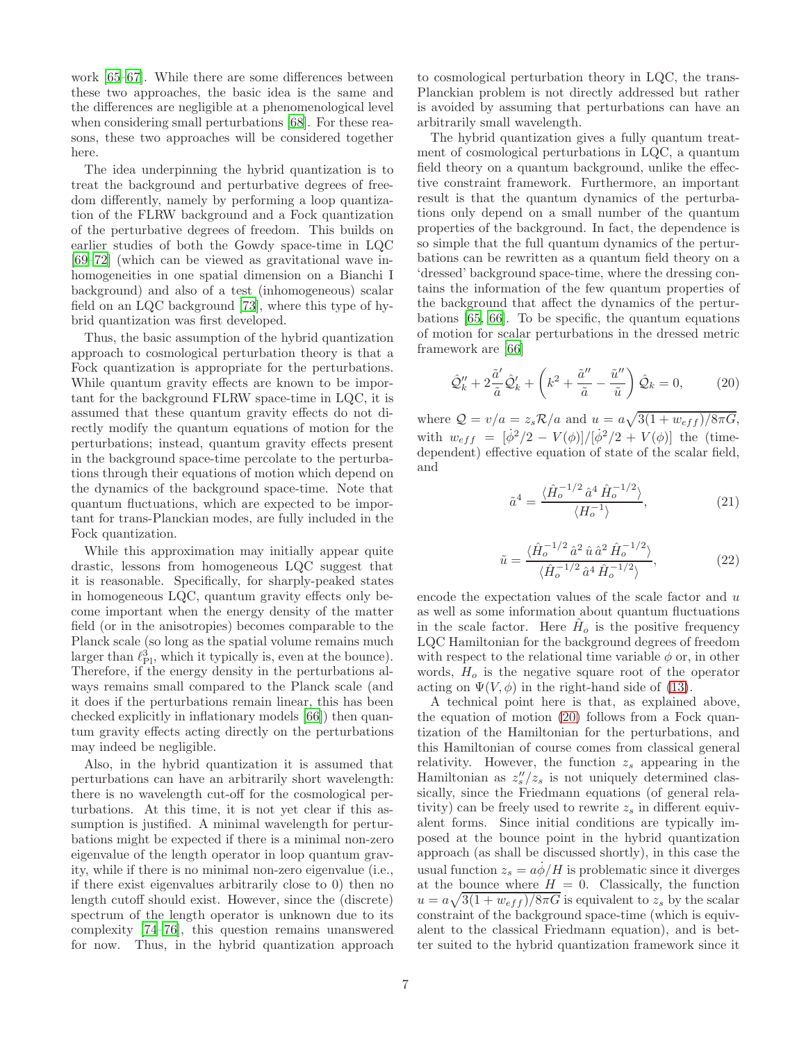work [65–67]. While there are some differences between these two approaches, the basic idea is the same and the differences are negligible at a phenomenological level when considering small perturbations [68]. For these reasons, these two approaches will be considered together here.

The idea underpinning the hybrid quantization is to treat the background and perturbative degrees of freedom differently, namely by performing a loop quantization of the FLRW background and a Fock quantization of the perturbative degrees of freedom. This builds on earlier studies of both the Gowdy space-time in LQC [69–72] (which can be viewed as gravitational wave inhomogeneities in one spatial dimension on a Bianchi I background) and also of a test (inhomogeneous) scalar field on an LQC background [73], where this type of hybrid quantization was first developed.

Thus, the basic assumption of the hybrid quantization approach to cosmological perturbation theory is that a Fock quantization is appropriate for the perturbations. While quantum gravity effects are known to be important for the background FLRW space-time in LQC, it is assumed that these quantum gravity effects do not directly modify the quantum equations of motion for the perturbations; instead, quantum gravity effects present in the background space-time percolate to the perturbations through their equations of motion which depend on the dynamics of the background space-time. Note that quantum fluctuations, which are expected to be important for trans-Planckian modes, are fully included in the Fock quantization.

While this approximation may initially appear quite drastic, lessons from homogeneous LQC suggest that it is reasonable. Specifically, for sharply-peaked states in homogeneous LQC, quantum gravity effects only become important when the energy density of the matter field (or in the anisotropies) becomes comparable to the Planck scale (so long as the spatial volume remains much larger than $\ell_{\rm Pl}^3$, which it typically is, even at the bounce). Therefore, if the energy density in the perturbations always remains small compared to the Planck scale (and it does if the perturbations remain linear, this has been checked explicitly in inflationary models [66]) then quantum gravity effects acting directly on the perturbations may indeed be negligible.

Also, in the hybrid quantization it is assumed that perturbations can have an arbitrarily short wavelength: there is no wavelength cut-off for the cosmological perturbations. At this time, it is not yet clear if this assumption is justified. A minimal wavelength for perturbations might be expected if there is a minimal non-zero eigenvalue of the length operator in loop quantum gravity, while if there is no minimal non-zero eigenvalue (i.e., if there exist eigenvalues arbitrarily close to 0) then no length cutoff should exist. However, since the (discrete) spectrum of the length operator is unknown due to its complexity [74–76], this question remains unanswered for now. Thus, in the hybrid quantization approach to cosmological perturbation theory in LQC, the trans-Planckian problem is not directly addressed but rather is avoided by assuming that perturbations can have an arbitrarily small wavelength.

The hybrid quantization gives a fully quantum treatment of cosmological perturbations in LQC, a quantum field theory on a quantum background, unlike the effective constraint framework. Furthermore, an important result is that the quantum dynamics of the perturbations only depend on a small number of the quantum properties of the background. In fact, the dependence is so simple that the full quantum dynamics of the perturbations can be rewritten as a quantum field theory on a 'dressed' background space-time, where the dressing contains the information of the few quantum properties of the background that affect the dynamics of the perturbations [65, 66]. To be specific, the quantum equations of motion for scalar perturbations in the dressed metric framework are [66]

$$\hat{\mathcal{Q}}_k'' + 2\frac{\tilde{a}'}{\tilde{a}}\hat{\mathcal{Q}}_k' + \left(k^2 + \frac{\tilde{a}''}{\tilde{a}} - \frac{\tilde{u}''}{\tilde{u}}\right)\hat{\mathcal{Q}}_k = 0, \tag{20}$$

where $\mathcal{Q} = v/a = z_s \mathcal{R}/a$ and $u = a\sqrt{3(1+w_{eff})/8\pi G}$, with $w_{eff} = [\dot{\phi}^2/2 - V(\phi)]/[\dot{\phi}^2/2 + V(\phi)]$ the (time-dependent) effective equation of state of the scalar field, and

$$\tilde{a}^4 = \frac{\langle \hat{H}_o^{-1/2}\, \hat{a}^4\, \hat{H}_o^{-1/2} \rangle}{\langle H_o^{-1} \rangle}, \tag{21}$$

$$\tilde{u} = \frac{\langle \hat{H}_o^{-1/2}\, \hat{a}^2\, \hat{u}\, \hat{a}^2\, \hat{H}_o^{-1/2} \rangle}{\langle \hat{H}_o^{-1/2}\, \hat{a}^4\, \hat{H}_o^{-1/2} \rangle}, \tag{22}$$

encode the expectation values of the scale factor and $u$ as well as some information about quantum fluctuations in the scale factor. Here $\hat{H}_o$ is the positive frequency LQC Hamiltonian for the background degrees of freedom with respect to the relational time variable $\phi$ or, in other words, $H_o$ is the negative square root of the operator acting on $\Psi(V, \phi)$ in the right-hand side of (13).

A technical point here is that, as explained above, the equation of motion (20) follows from a Fock quantization of the Hamiltonian for the perturbations, and this Hamiltonian of course comes from classical general relativity. However, the function $z_s$ appearing in the Hamiltonian as $z_s''/z_s$ is not uniquely determined classically, since the Friedmann equations (of general relativity) can be freely used to rewrite $z_s$ in different equivalent forms. Since initial conditions are typically imposed at the bounce point in the hybrid quantization approach (as shall be discussed shortly), in this case the usual function $z_s = a\dot{\phi}/H$ is problematic since it diverges at the bounce where $H = 0$. Classically, the function $u = a\sqrt{3(1+w_{eff})/8\pi G}$ is equivalent to $z_s$ by the scalar constraint of the background space-time (which is equivalent to the classical Friedmann equation), and is better suited to the hybrid quantization framework since it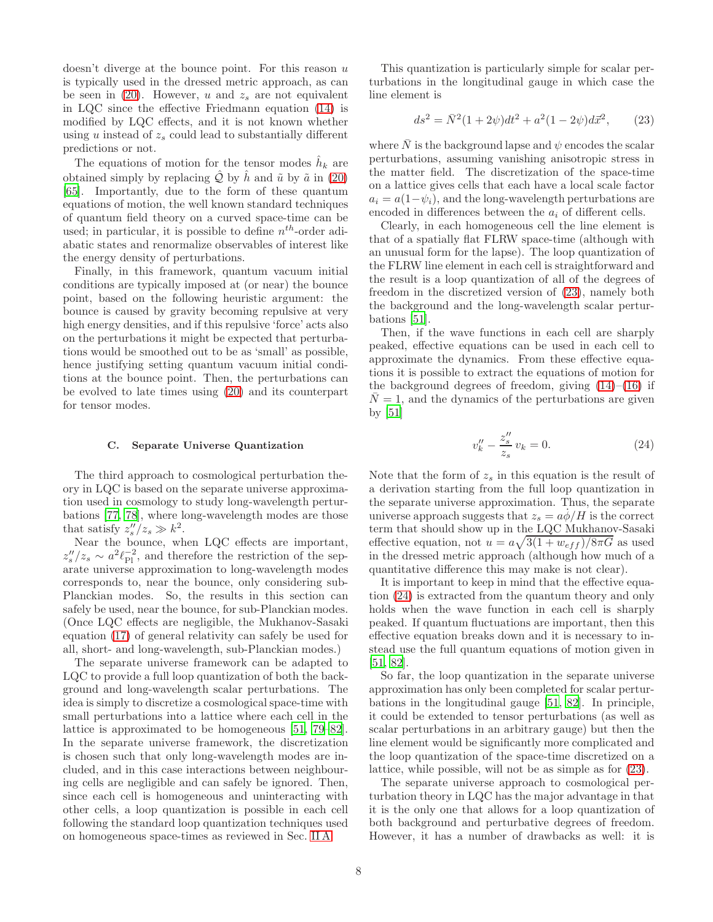doesn't diverge at the bounce point. For this reason $u$ is typically used in the dressed metric approach, as can be seen in (20). However, $u$ and $z_s$ are not equivalent in LQC since the effective Friedmann equation (14) is modified by LQC effects, and it is not known whether using $u$ instead of $z_s$ could lead to substantially different predictions or not.

The equations of motion for the tensor modes $\hat{h}_k$ are obtained simply by replacing $\hat{\mathcal{Q}}$ by $\hat{h}$ and $\tilde{u}$ by $\tilde{a}$ in (20) [65]. Importantly, due to the form of these quantum equations of motion, the well known standard techniques of quantum field theory on a curved space-time can be used; in particular, it is possible to define $n^{th}$-order adiabatic states and renormalize observables of interest like the energy density of perturbations.

Finally, in this framework, quantum vacuum initial conditions are typically imposed at (or near) the bounce point, based on the following heuristic argument: the bounce is caused by gravity becoming repulsive at very high energy densities, and if this repulsive 'force' acts also on the perturbations it might be expected that perturbations would be smoothed out to be as 'small' as possible, hence justifying setting quantum vacuum initial conditions at the bounce point. Then, the perturbations can be evolved to late times using (20) and its counterpart for tensor modes.

### C. Separate Universe Quantization

The third approach to cosmological perturbation theory in LQC is based on the separate universe approximation used in cosmology to study long-wavelength perturbations [77, 78], where long-wavelength modes are those that satisfy $z_s''/z_s \gg k^2$.

Near the bounce, when LQC effects are important, $z_s''/z_s \sim a^2 \ell_{\rm Pl}^{-2}$, and therefore the restriction of the separate universe approximation to long-wavelength modes corresponds to, near the bounce, only considering sub-Planckian modes. So, the results in this section can safely be used, near the bounce, for sub-Planckian modes. (Once LQC effects are negligible, the Mukhanov-Sasaki equation (17) of general relativity can safely be used for all, short- and long-wavelength, sub-Planckian modes.)

The separate universe framework can be adapted to LQC to provide a full loop quantization of both the background and long-wavelength scalar perturbations. The idea is simply to discretize a cosmological space-time with small perturbations into a lattice where each cell in the lattice is approximated to be homogeneous [51, 79–82]. In the separate universe framework, the discretization is chosen such that only long-wavelength modes are included, and in this case interactions between neighbouring cells are negligible and can safely be ignored. Then, since each cell is homogeneous and uninteracting with other cells, a loop quantization is possible in each cell following the standard loop quantization techniques used on homogeneous space-times as reviewed in Sec. II A.

This quantization is particularly simple for scalar perturbations in the longitudinal gauge in which case the line element is

$$ds^2 = \bar{N}^2(1+2\psi)dt^2 + a^2(1-2\psi)d\vec{x}^2, \tag{23}$$

where $\bar{N}$ is the background lapse and $\psi$ encodes the scalar perturbations, assuming vanishing anisotropic stress in the matter field. The discretization of the space-time on a lattice gives cells that each have a local scale factor $a_i = a(1-\psi_i)$, and the long-wavelength perturbations are encoded in differences between the $a_i$ of different cells.

Clearly, in each homogeneous cell the line element is that of a spatially flat FLRW space-time (although with an unusual form for the lapse). The loop quantization of the FLRW line element in each cell is straightforward and the result is a loop quantization of all of the degrees of freedom in the discretized version of (23), namely both the background and the long-wavelength scalar perturbations [51].

Then, if the wave functions in each cell are sharply peaked, effective equations can be used in each cell to approximate the dynamics. From these effective equations it is possible to extract the equations of motion for the background degrees of freedom, giving (14)–(16) if $\bar{N}=1$, and the dynamics of the perturbations are given by [51]

$$v_k'' - \frac{z_s''}{z_s}\, v_k = 0. \tag{24}$$

Note that the form of $z_s$ in this equation is the result of a derivation starting from the full loop quantization in the separate universe approximation. Thus, the separate universe approach suggests that $z_s = a\dot{\phi}/H$ is the correct term that should show up in the LQC Mukhanov-Sasaki effective equation, not $u = a\sqrt{3(1+w_{eff})/8\pi G}$ as used in the dressed metric approach (although how much of a quantitative difference this may make is not clear).

It is important to keep in mind that the effective equation (24) is extracted from the quantum theory and only holds when the wave function in each cell is sharply peaked. If quantum fluctuations are important, then this effective equation breaks down and it is necessary to instead use the full quantum equations of motion given in [51, 82].

So far, the loop quantization in the separate universe approximation has only been completed for scalar perturbations in the longitudinal gauge [51, 82]. In principle, it could be extended to tensor perturbations (as well as scalar perturbations in an arbitrary gauge) but then the line element would be significantly more complicated and the loop quantization of the space-time discretized on a lattice, while possible, will not be as simple as for (23).

The separate universe approach to cosmological perturbation theory in LQC has the major advantage in that it is the only one that allows for a loop quantization of both background and perturbative degrees of freedom. However, it has a number of drawbacks as well: it is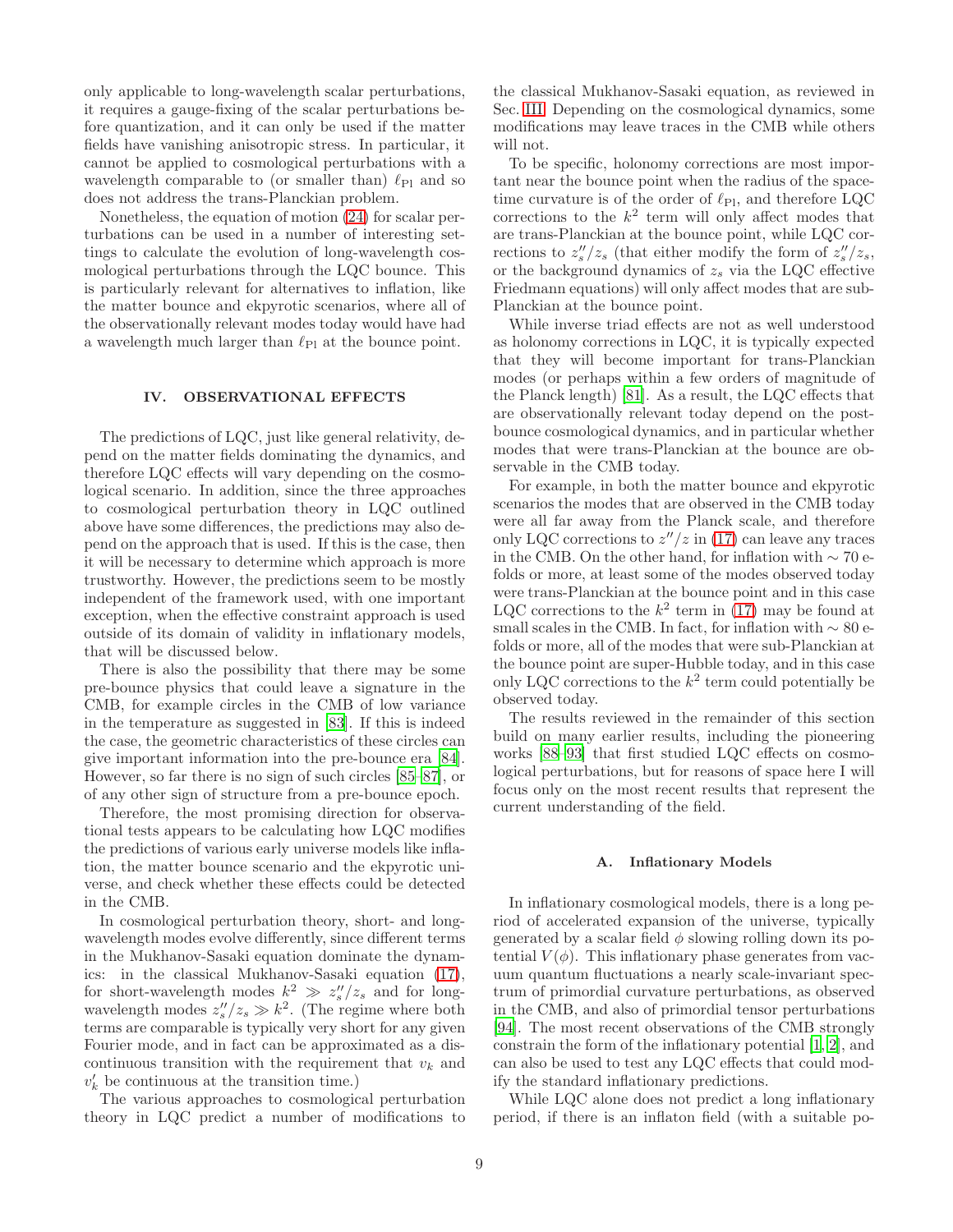only applicable to long-wavelength scalar perturbations, it requires a gauge-fixing of the scalar perturbations before quantization, and it can only be used if the matter fields have vanishing anisotropic stress. In particular, it cannot be applied to cosmological perturbations with a wavelength comparable to (or smaller than) $\ell_{\rm Pl}$ and so does not address the trans-Planckian problem.

Nonetheless, the equation of motion (24) for scalar perturbations can be used in a number of interesting settings to calculate the evolution of long-wavelength cosmological perturbations through the LQC bounce. This is particularly relevant for alternatives to inflation, like the matter bounce and ekpyrotic scenarios, where all of the observationally relevant modes today would have had a wavelength much larger than $\ell_{\rm Pl}$ at the bounce point.

## IV. OBSERVATIONAL EFFECTS

The predictions of LQC, just like general relativity, depend on the matter fields dominating the dynamics, and therefore LQC effects will vary depending on the cosmological scenario. In addition, since the three approaches to cosmological perturbation theory in LQC outlined above have some differences, the predictions may also depend on the approach that is used. If this is the case, then it will be necessary to determine which approach is more trustworthy. However, the predictions seem to be mostly independent of the framework used, with one important exception, when the effective constraint approach is used outside of its domain of validity in inflationary models, that will be discussed below.

There is also the possibility that there may be some pre-bounce physics that could leave a signature in the CMB, for example circles in the CMB of low variance in the temperature as suggested in [83]. If this is indeed the case, the geometric characteristics of these circles can give important information into the pre-bounce era [84]. However, so far there is no sign of such circles [85–87], or of any other sign of structure from a pre-bounce epoch.

Therefore, the most promising direction for observational tests appears to be calculating how LQC modifies the predictions of various early universe models like inflation, the matter bounce scenario and the ekpyrotic universe, and check whether these effects could be detected in the CMB.

In cosmological perturbation theory, short- and long-wavelength modes evolve differently, since different terms in the Mukhanov-Sasaki equation dominate the dynamics: in the classical Mukhanov-Sasaki equation (17), for short-wavelength modes $k^2 \gg z_s''/z_s$ and for long-wavelength modes $z_s''/z_s \gg k^2$. (The regime where both terms are comparable is typically very short for any given Fourier mode, and in fact can be approximated as a discontinuous transition with the requirement that $v_k$ and $v_k'$ be continuous at the transition time.)

The various approaches to cosmological perturbation theory in LQC predict a number of modifications to the classical Mukhanov-Sasaki equation, as reviewed in Sec. III. Depending on the cosmological dynamics, some modifications may leave traces in the CMB while others will not.

To be specific, holonomy corrections are most important near the bounce point when the radius of the spacetime curvature is of the order of $\ell_{\rm Pl}$, and therefore LQC corrections to the $k^2$ term will only affect modes that are trans-Planckian at the bounce point, while LQC corrections to $z_s''/z_s$ (that either modify the form of $z_s''/z_s$, or the background dynamics of $z_s$ via the LQC effective Friedmann equations) will only affect modes that are sub-Planckian at the bounce point.

While inverse triad effects are not as well understood as holonomy corrections in LQC, it is typically expected that they will become important for trans-Planckian modes (or perhaps within a few orders of magnitude of the Planck length) [81]. As a result, the LQC effects that are observationally relevant today depend on the post-bounce cosmological dynamics, and in particular whether modes that were trans-Planckian at the bounce are observable in the CMB today.

For example, in both the matter bounce and ekpyrotic scenarios the modes that are observed in the CMB today were all far away from the Planck scale, and therefore only LQC corrections to $z''/z$ in (17) can leave any traces in the CMB. On the other hand, for inflation with $\sim 70$ e-folds or more, at least some of the modes observed today were trans-Planckian at the bounce point and in this case LQC corrections to the $k^2$ term in (17) may be found at small scales in the CMB. In fact, for inflation with $\sim 80$ e-folds or more, all of the modes that were sub-Planckian at the bounce point are super-Hubble today, and in this case only LQC corrections to the $k^2$ term could potentially be observed today.

The results reviewed in the remainder of this section build on many earlier results, including the pioneering works [88–93] that first studied LQC effects on cosmological perturbations, but for reasons of space here I will focus only on the most recent results that represent the current understanding of the field.

### A. Inflationary Models

In inflationary cosmological models, there is a long period of accelerated expansion of the universe, typically generated by a scalar field $\phi$ slowing rolling down its potential $V(\phi)$. This inflationary phase generates from vacuum quantum fluctuations a nearly scale-invariant spectrum of primordial curvature perturbations, as observed in the CMB, and also of primordial tensor perturbations [94]. The most recent observations of the CMB strongly constrain the form of the inflationary potential [1, 2], and can also be used to test any LQC effects that could modify the standard inflationary predictions.

While LQC alone does not predict a long inflationary period, if there is an inflaton field (with a suitable po-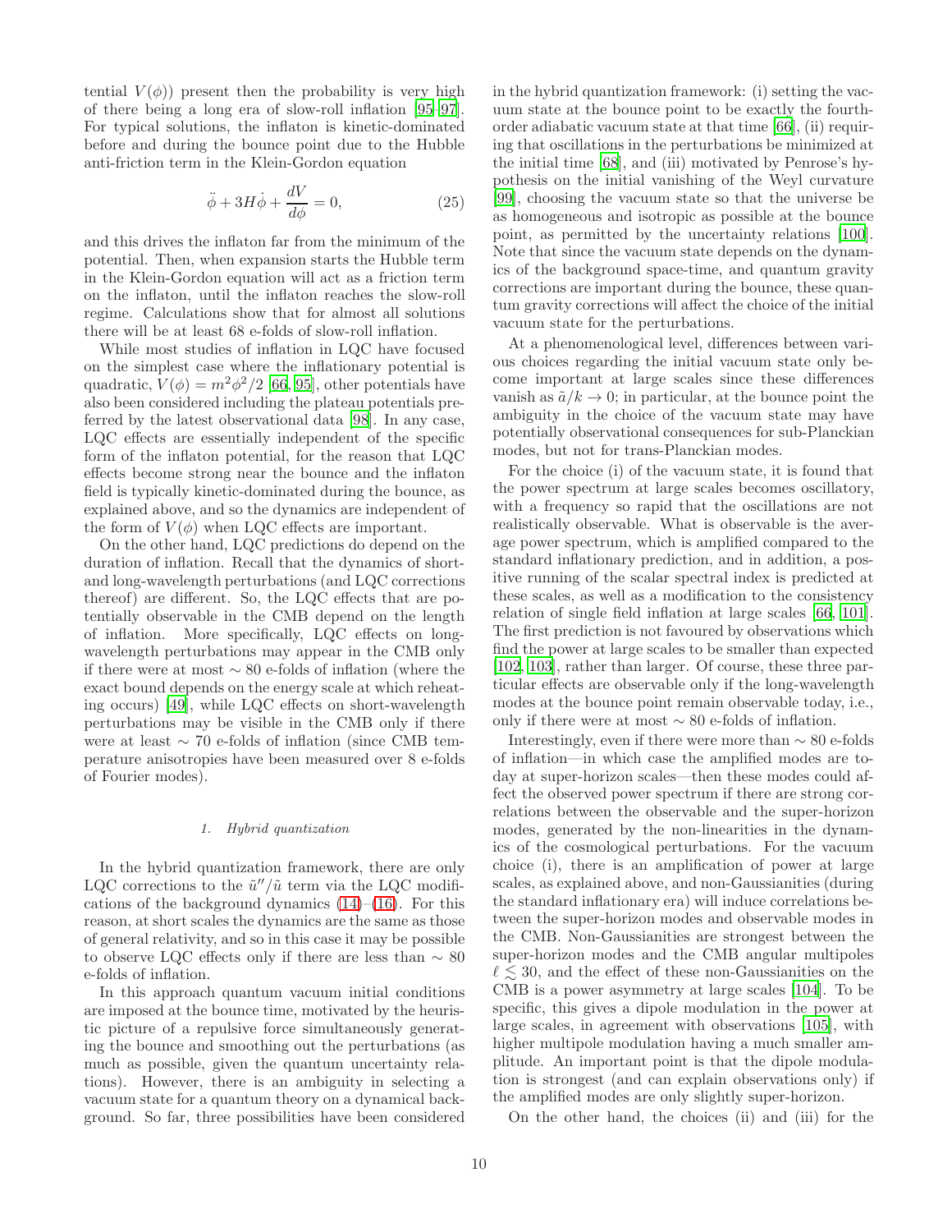tential $V(\phi)$) present then the probability is very high of there being a long era of slow-roll inflation [95–97]. For typical solutions, the inflaton is kinetic-dominated before and during the bounce point due to the Hubble anti-friction term in the Klein-Gordon equation

$$\ddot{\phi} + 3H\dot{\phi} + \frac{dV}{d\phi} = 0, \tag{25}$$

and this drives the inflaton far from the minimum of the potential. Then, when expansion starts the Hubble term in the Klein-Gordon equation will act as a friction term on the inflaton, until the inflaton reaches the slow-roll regime. Calculations show that for almost all solutions there will be at least 68 e-folds of slow-roll inflation.

While most studies of inflation in LQC have focused on the simplest case where the inflationary potential is quadratic, $V(\phi) = m^2\phi^2/2$ [66, 95], other potentials have also been considered including the plateau potentials preferred by the latest observational data [98]. In any case, LQC effects are essentially independent of the specific form of the inflaton potential, for the reason that LQC effects become strong near the bounce and the inflaton field is typically kinetic-dominated during the bounce, as explained above, and so the dynamics are independent of the form of $V(\phi)$ when LQC effects are important.

On the other hand, LQC predictions do depend on the duration of inflation. Recall that the dynamics of short- and long-wavelength perturbations (and LQC corrections thereof) are different. So, the LQC effects that are potentially observable in the CMB depend on the length of inflation. More specifically, LQC effects on long-wavelength perturbations may appear in the CMB only if there were at most $\sim 80$ e-folds of inflation (where the exact bound depends on the energy scale at which reheating occurs) [49], while LQC effects on short-wavelength perturbations may be visible in the CMB only if there were at least $\sim 70$ e-folds of inflation (since CMB temperature anisotropies have been measured over 8 e-folds of Fourier modes).

### 1. Hybrid quantization

In the hybrid quantization framework, there are only LQC corrections to the $\tilde{u}''/\tilde{u}$ term via the LQC modifications of the background dynamics (14)–(16). For this reason, at short scales the dynamics are the same as those of general relativity, and so in this case it may be possible to observe LQC effects only if there are less than $\sim 80$ e-folds of inflation.

In this approach quantum vacuum initial conditions are imposed at the bounce time, motivated by the heuristic picture of a repulsive force simultaneously generating the bounce and smoothing out the perturbations (as much as possible, given the quantum uncertainty relations). However, there is an ambiguity in selecting a vacuum state for a quantum theory on a dynamical background. So far, three possibilities have been considered in the hybrid quantization framework: (i) setting the vacuum state at the bounce point to be exactly the fourth-order adiabatic vacuum state at that time [66], (ii) requiring that oscillations in the perturbations be minimized at the initial time [68], and (iii) motivated by Penrose's hypothesis on the initial vanishing of the Weyl curvature [99], choosing the vacuum state so that the universe be as homogeneous and isotropic as possible at the bounce point, as permitted by the uncertainty relations [100]. Note that since the vacuum state depends on the dynamics of the background space-time, and quantum gravity corrections are important during the bounce, these quantum gravity corrections will affect the choice of the initial vacuum state for the perturbations.

At a phenomenological level, differences between various choices regarding the initial vacuum state only become important at large scales since these differences vanish as $\tilde{a}/k \to 0$; in particular, at the bounce point the ambiguity in the choice of the vacuum state may have potentially observational consequences for sub-Planckian modes, but not for trans-Planckian modes.

For the choice (i) of the vacuum state, it is found that the power spectrum at large scales becomes oscillatory, with a frequency so rapid that the oscillations are not realistically observable. What is observable is the average power spectrum, which is amplified compared to the standard inflationary prediction, and in addition, a positive running of the scalar spectral index is predicted at these scales, as well as a modification to the consistency relation of single field inflation at large scales [66, 101]. The first prediction is not favoured by observations which find the power at large scales to be smaller than expected [102, 103], rather than larger. Of course, these three particular effects are observable only if the long-wavelength modes at the bounce point remain observable today, i.e., only if there were at most $\sim 80$ e-folds of inflation.

Interestingly, even if there were more than $\sim 80$ e-folds of inflation—in which case the amplified modes are today at super-horizon scales—then these modes could affect the observed power spectrum if there are strong correlations between the observable and the super-horizon modes, generated by the non-linearities in the dynamics of the cosmological perturbations. For the vacuum choice (i), there is an amplification of power at large scales, as explained above, and non-Gaussianities (during the standard inflationary era) will induce correlations between the super-horizon modes and observable modes in the CMB. Non-Gaussianities are strongest between the super-horizon modes and the CMB angular multipoles $\ell \lesssim 30$, and the effect of these non-Gaussianities on the CMB is a power asymmetry at large scales [104]. To be specific, this gives a dipole modulation in the power at large scales, in agreement with observations [105], with higher multipole modulation having a much smaller amplitude. An important point is that the dipole modulation is strongest (and can explain observations only) if the amplified modes are only slightly super-horizon.

On the other hand, the choices (ii) and (iii) for the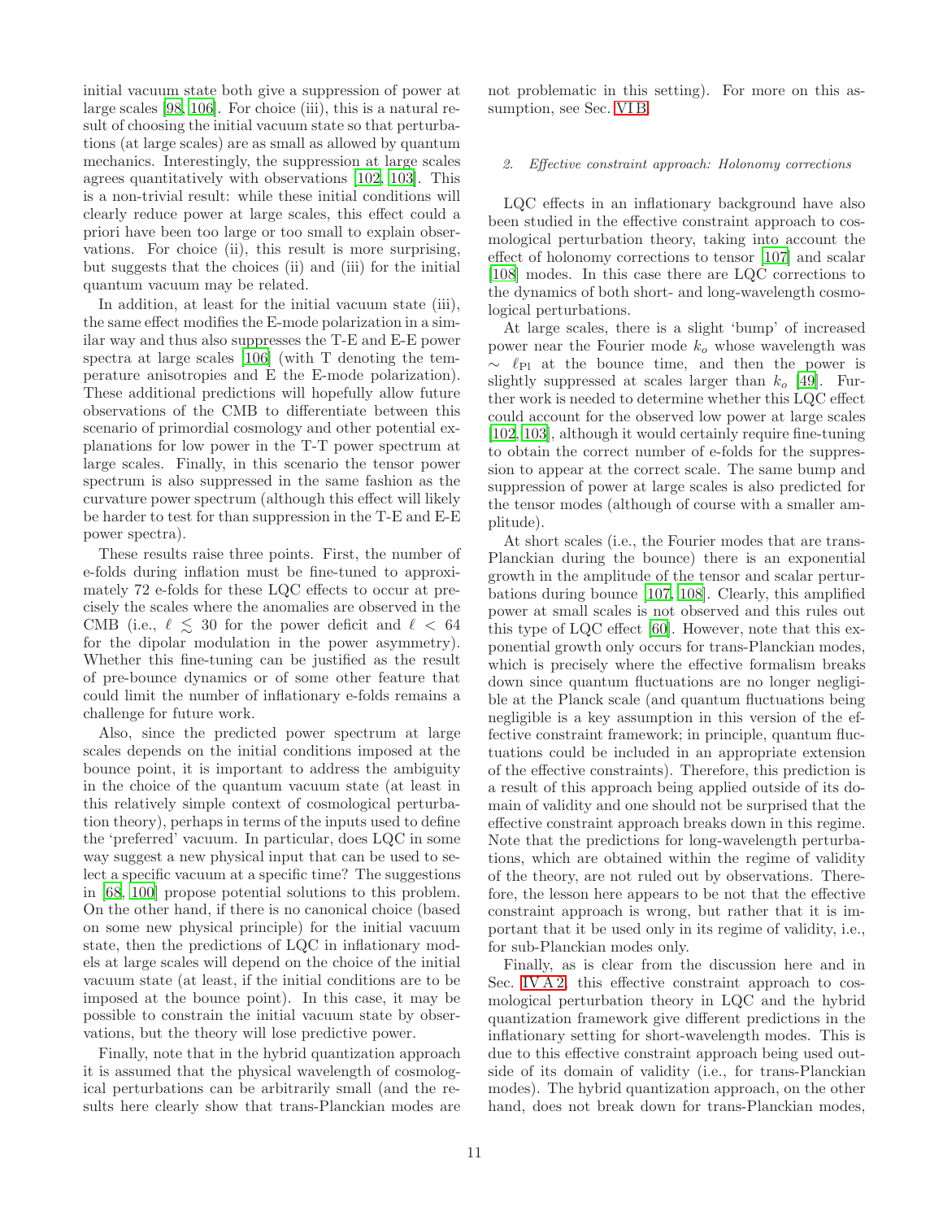initial vacuum state both give a suppression of power at large scales [98, 106]. For choice (iii), this is a natural result of choosing the initial vacuum state so that perturbations (at large scales) are as small as allowed by quantum mechanics. Interestingly, the suppression at large scales agrees quantitatively with observations [102, 103]. This is a non-trivial result: while these initial conditions will clearly reduce power at large scales, this effect could a priori have been too large or too small to explain observations. For choice (ii), this result is more surprising, but suggests that the choices (ii) and (iii) for the initial quantum vacuum may be related.

In addition, at least for the initial vacuum state (iii), the same effect modifies the E-mode polarization in a similar way and thus also suppresses the T-E and E-E power spectra at large scales [106] (with T denoting the temperature anisotropies and E the E-mode polarization). These additional predictions will hopefully allow future observations of the CMB to differentiate between this scenario of primordial cosmology and other potential explanations for low power in the T-T power spectrum at large scales. Finally, in this scenario the tensor power spectrum is also suppressed in the same fashion as the curvature power spectrum (although this effect will likely be harder to test for than suppression in the T-E and E-E power spectra).

These results raise three points. First, the number of e-folds during inflation must be fine-tuned to approximately 72 e-folds for these LQC effects to occur at precisely the scales where the anomalies are observed in the CMB (i.e., $\ell \lesssim 30$ for the power deficit and $\ell < 64$ for the dipolar modulation in the power asymmetry). Whether this fine-tuning can be justified as the result of pre-bounce dynamics or of some other feature that could limit the number of inflationary e-folds remains a challenge for future work.

Also, since the predicted power spectrum at large scales depends on the initial conditions imposed at the bounce point, it is important to address the ambiguity in the choice of the quantum vacuum state (at least in this relatively simple context of cosmological perturbation theory), perhaps in terms of the inputs used to define the 'preferred' vacuum. In particular, does LQC in some way suggest a new physical input that can be used to select a specific vacuum at a specific time? The suggestions in [68, 100] propose potential solutions to this problem. On the other hand, if there is no canonical choice (based on some new physical principle) for the initial vacuum state, then the predictions of LQC in inflationary models at large scales will depend on the choice of the initial vacuum state (at least, if the initial conditions are to be imposed at the bounce point). In this case, it may be possible to constrain the initial vacuum state by observations, but the theory will lose predictive power.

Finally, note that in the hybrid quantization approach it is assumed that the physical wavelength of cosmological perturbations can be arbitrarily small (and the results here clearly show that trans-Planckian modes are not problematic in this setting). For more on this assumption, see Sec. VI B.

#### 2. Effective constraint approach: Holonomy corrections

LQC effects in an inflationary background have also been studied in the effective constraint approach to cosmological perturbation theory, taking into account the effect of holonomy corrections to tensor [107] and scalar [108] modes. In this case there are LQC corrections to the dynamics of both short- and long-wavelength cosmological perturbations.

At large scales, there is a slight 'bump' of increased power near the Fourier mode $k_o$ whose wavelength was $\sim \ell_{\rm Pl}$ at the bounce time, and then the power is slightly suppressed at scales larger than $k_o$ [49]. Further work is needed to determine whether this LQC effect could account for the observed low power at large scales [102, 103], although it would certainly require fine-tuning to obtain the correct number of e-folds for the suppression to appear at the correct scale. The same bump and suppression of power at large scales is also predicted for the tensor modes (although of course with a smaller amplitude).

At short scales (i.e., the Fourier modes that are trans-Planckian during the bounce) there is an exponential growth in the amplitude of the tensor and scalar perturbations during bounce [107, 108]. Clearly, this amplified power at small scales is not observed and this rules out this type of LQC effect [60]. However, note that this exponential growth only occurs for trans-Planckian modes, which is precisely where the effective formalism breaks down since quantum fluctuations are no longer negligible at the Planck scale (and quantum fluctuations being negligible is a key assumption in this version of the effective constraint framework; in principle, quantum fluctuations could be included in an appropriate extension of the effective constraints). Therefore, this prediction is a result of this approach being applied outside of its domain of validity and one should not be surprised that the effective constraint approach breaks down in this regime. Note that the predictions for long-wavelength perturbations, which are obtained within the regime of validity of the theory, are not ruled out by observations. Therefore, the lesson here appears to be not that the effective constraint approach is wrong, but rather that it is important that it be used only in its regime of validity, i.e., for sub-Planckian modes only.

Finally, as is clear from the discussion here and in Sec. IV A 2, this effective constraint approach to cosmological perturbation theory in LQC and the hybrid quantization framework give different predictions in the inflationary setting for short-wavelength modes. This is due to this effective constraint approach being used outside of its domain of validity (i.e., for trans-Planckian modes). The hybrid quantization approach, on the other hand, does not break down for trans-Planckian modes,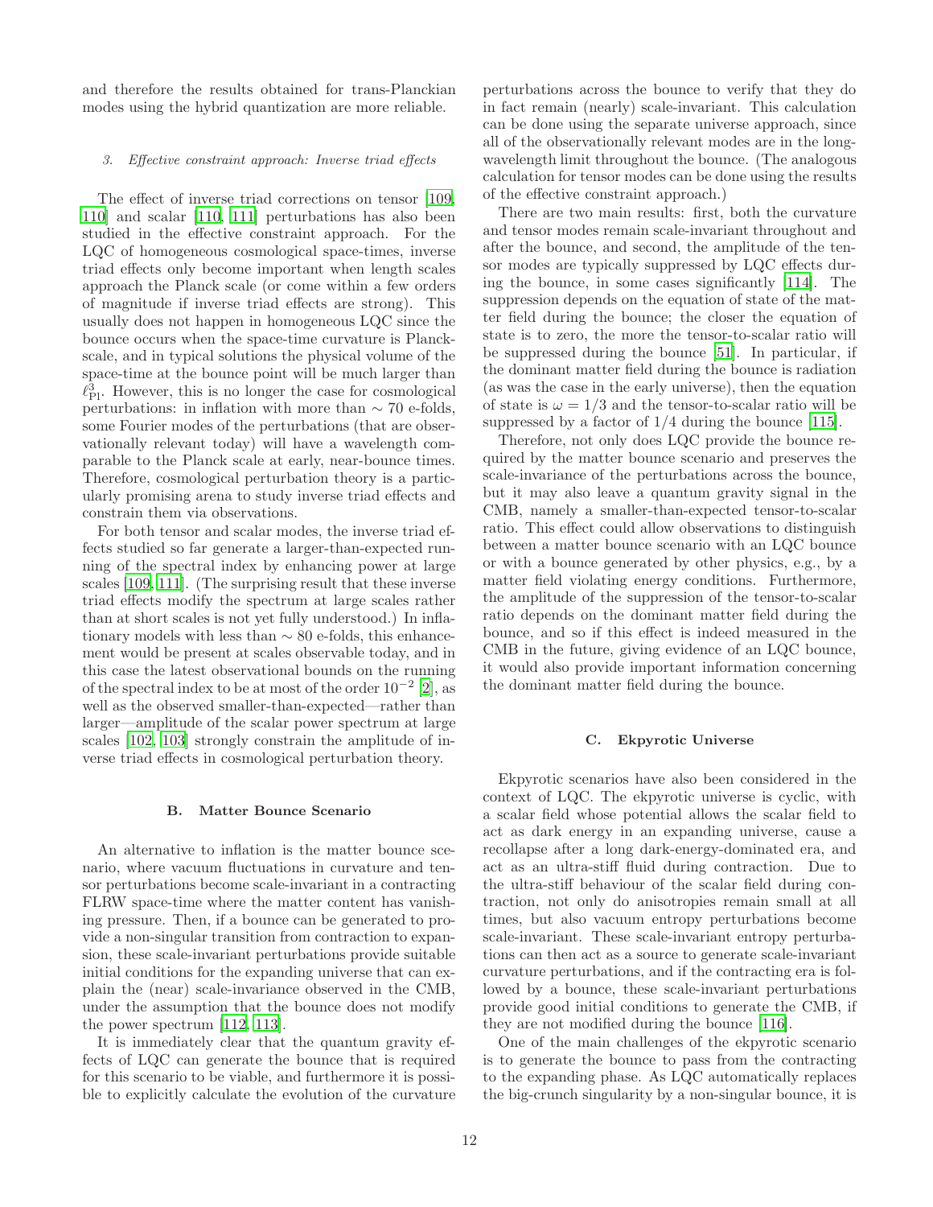and therefore the results obtained for trans-Planckian modes using the hybrid quantization are more reliable.

### 3. Effective constraint approach: Inverse triad effects

The effect of inverse triad corrections on tensor [109, 110] and scalar [110, 111] perturbations has also been studied in the effective constraint approach. For the LQC of homogeneous cosmological space-times, inverse triad effects only become important when length scales approach the Planck scale (or come within a few orders of magnitude if inverse triad effects are strong). This usually does not happen in homogeneous LQC since the bounce occurs when the space-time curvature is Planck-scale, and in typical solutions the physical volume of the space-time at the bounce point will be much larger than $\ell_{\rm Pl}^3$. However, this is no longer the case for cosmological perturbations: in inflation with more than $\sim 70$ e-folds, some Fourier modes of the perturbations (that are observationally relevant today) will have a wavelength comparable to the Planck scale at early, near-bounce times. Therefore, cosmological perturbation theory is a particularly promising arena to study inverse triad effects and constrain them via observations.

For both tensor and scalar modes, the inverse triad effects studied so far generate a larger-than-expected running of the spectral index by enhancing power at large scales [109, 111]. (The surprising result that these inverse triad effects modify the spectrum at large scales rather than at short scales is not yet fully understood.) In inflationary models with less than $\sim 80$ e-folds, this enhancement would be present at scales observable today, and in this case the latest observational bounds on the running of the spectral index to be at most of the order $10^{-2}$ [2], as well as the observed smaller-than-expected—rather than larger—amplitude of the scalar power spectrum at large scales [102, 103] strongly constrain the amplitude of inverse triad effects in cosmological perturbation theory.

## B. Matter Bounce Scenario

An alternative to inflation is the matter bounce scenario, where vacuum fluctuations in curvature and tensor perturbations become scale-invariant in a contracting FLRW space-time where the matter content has vanishing pressure. Then, if a bounce can be generated to provide a non-singular transition from contraction to expansion, these scale-invariant perturbations provide suitable initial conditions for the expanding universe that can explain the (near) scale-invariance observed in the CMB, under the assumption that the bounce does not modify the power spectrum [112, 113].

It is immediately clear that the quantum gravity effects of LQC can generate the bounce that is required for this scenario to be viable, and furthermore it is possible to explicitly calculate the evolution of the curvature perturbations across the bounce to verify that they do in fact remain (nearly) scale-invariant. This calculation can be done using the separate universe approach, since all of the observationally relevant modes are in the long-wavelength limit throughout the bounce. (The analogous calculation for tensor modes can be done using the results of the effective constraint approach.)

There are two main results: first, both the curvature and tensor modes remain scale-invariant throughout and after the bounce, and second, the amplitude of the tensor modes are typically suppressed by LQC effects during the bounce, in some cases significantly [114]. The suppression depends on the equation of state of the matter field during the bounce; the closer the equation of state is to zero, the more the tensor-to-scalar ratio will be suppressed during the bounce [51]. In particular, if the dominant matter field during the bounce is radiation (as was the case in the early universe), then the equation of state is $\omega = 1/3$ and the tensor-to-scalar ratio will be suppressed by a factor of $1/4$ during the bounce [115].

Therefore, not only does LQC provide the bounce required by the matter bounce scenario and preserves the scale-invariance of the perturbations across the bounce, but it may also leave a quantum gravity signal in the CMB, namely a smaller-than-expected tensor-to-scalar ratio. This effect could allow observations to distinguish between a matter bounce scenario with an LQC bounce or with a bounce generated by other physics, e.g., by a matter field violating energy conditions. Furthermore, the amplitude of the suppression of the tensor-to-scalar ratio depends on the dominant matter field during the bounce, and so if this effect is indeed measured in the CMB in the future, giving evidence of an LQC bounce, it would also provide important information concerning the dominant matter field during the bounce.

## C. Ekpyrotic Universe

Ekpyrotic scenarios have also been considered in the context of LQC. The ekpyrotic universe is cyclic, with a scalar field whose potential allows the scalar field to act as dark energy in an expanding universe, cause a recollapse after a long dark-energy-dominated era, and act as an ultra-stiff fluid during contraction. Due to the ultra-stiff behaviour of the scalar field during contraction, not only do anisotropies remain small at all times, but also vacuum entropy perturbations become scale-invariant. These scale-invariant entropy perturbations can then act as a source to generate scale-invariant curvature perturbations, and if the contracting era is followed by a bounce, these scale-invariant perturbations provide good initial conditions to generate the CMB, if they are not modified during the bounce [116].

One of the main challenges of the ekpyrotic scenario is to generate the bounce to pass from the contracting to the expanding phase. As LQC automatically replaces the big-crunch singularity by a non-singular bounce, it is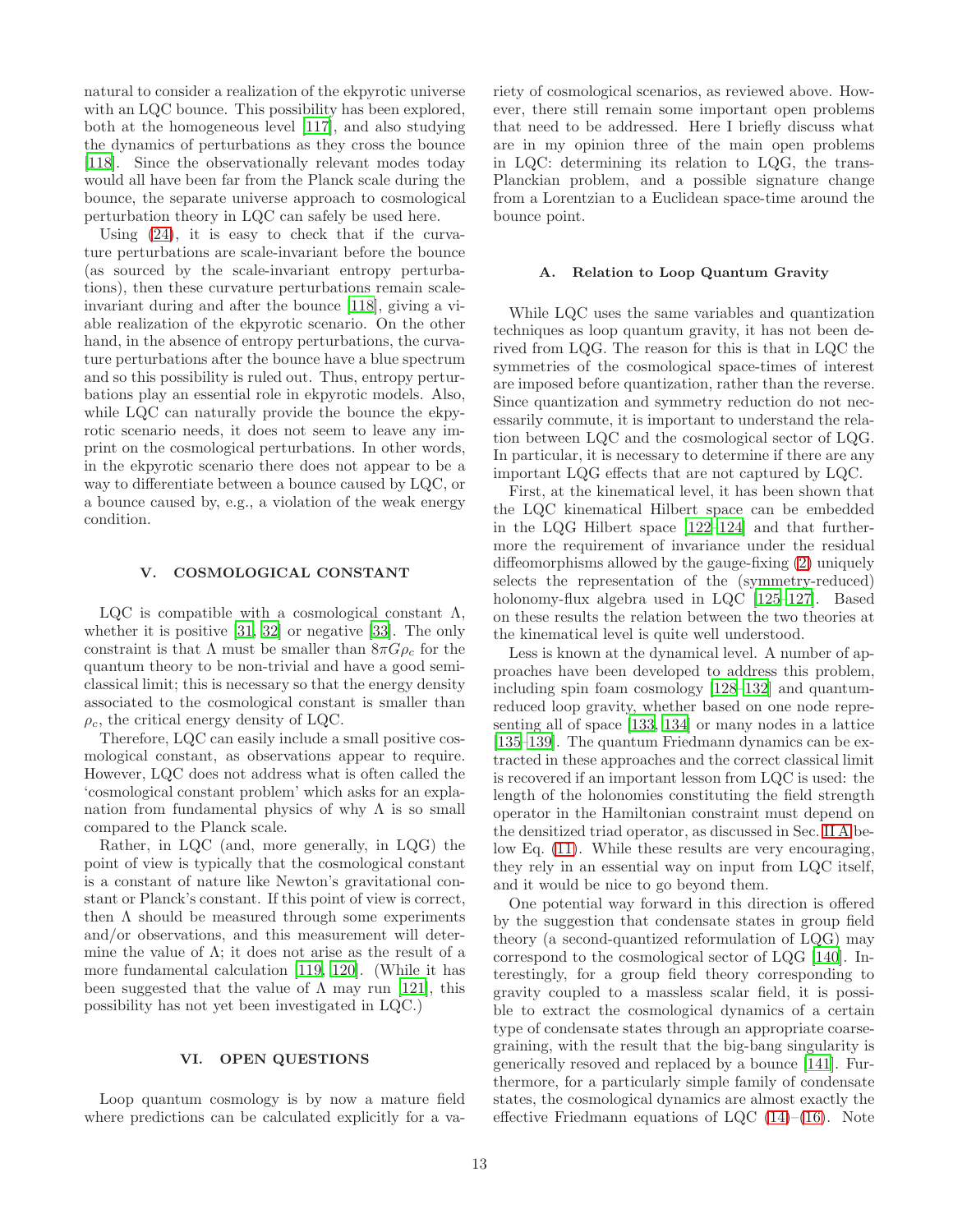natural to consider a realization of the ekpyrotic universe with an LQC bounce. This possibility has been explored, both at the homogeneous level [117], and also studying the dynamics of perturbations as they cross the bounce [118]. Since the observationally relevant modes today would all have been far from the Planck scale during the bounce, the separate universe approach to cosmological perturbation theory in LQC can safely be used here.

Using (24), it is easy to check that if the curvature perturbations are scale-invariant before the bounce (as sourced by the scale-invariant entropy perturbations), then these curvature perturbations remain scale-invariant during and after the bounce [118], giving a viable realization of the ekpyrotic scenario. On the other hand, in the absence of entropy perturbations, the curvature perturbations after the bounce have a blue spectrum and so this possibility is ruled out. Thus, entropy perturbations play an essential role in ekpyrotic models. Also, while LQC can naturally provide the bounce the ekpyrotic scenario needs, it does not seem to leave any imprint on the cosmological perturbations. In other words, in the ekpyrotic scenario there does not appear to be a way to differentiate between a bounce caused by LQC, or a bounce caused by, e.g., a violation of the weak energy condition.

## V. COSMOLOGICAL CONSTANT

LQC is compatible with a cosmological constant $\Lambda$, whether it is positive [31, 32] or negative [33]. The only constraint is that $\Lambda$ must be smaller than $8\pi G\rho_c$ for the quantum theory to be non-trivial and have a good semi-classical limit; this is necessary so that the energy density associated to the cosmological constant is smaller than $\rho_c$, the critical energy density of LQC.

Therefore, LQC can easily include a small positive cosmological constant, as observations appear to require. However, LQC does not address what is often called the 'cosmological constant problem' which asks for an explanation from fundamental physics of why $\Lambda$ is so small compared to the Planck scale.

Rather, in LQC (and, more generally, in LQG) the point of view is typically that the cosmological constant is a constant of nature like Newton's gravitational constant or Planck's constant. If this point of view is correct, then $\Lambda$ should be measured through some experiments and/or observations, and this measurement will determine the value of $\Lambda$; it does not arise as the result of a more fundamental calculation [119, 120]. (While it has been suggested that the value of $\Lambda$ may run [121], this possibility has not yet been investigated in LQC.)

## VI. OPEN QUESTIONS

Loop quantum cosmology is by now a mature field where predictions can be calculated explicitly for a variety of cosmological scenarios, as reviewed above. However, there still remain some important open problems that need to be addressed. Here I briefly discuss what are in my opinion three of the main open problems in LQC: determining its relation to LQG, the trans-Planckian problem, and a possible signature change from a Lorentzian to a Euclidean space-time around the bounce point.

### A. Relation to Loop Quantum Gravity

While LQC uses the same variables and quantization techniques as loop quantum gravity, it has not been derived from LQG. The reason for this is that in LQC the symmetries of the cosmological space-times of interest are imposed before quantization, rather than the reverse. Since quantization and symmetry reduction do not necessarily commute, it is important to understand the relation between LQC and the cosmological sector of LQG. In particular, it is necessary to determine if there are any important LQG effects that are not captured by LQC.

First, at the kinematical level, it has been shown that the LQC kinematical Hilbert space can be embedded in the LQG Hilbert space [122–124] and that furthermore the requirement of invariance under the residual diffeomorphisms allowed by the gauge-fixing (2) uniquely selects the representation of the (symmetry-reduced) holonomy-flux algebra used in LQC [125–127]. Based on these results the relation between the two theories at the kinematical level is quite well understood.

Less is known at the dynamical level. A number of approaches have been developed to address this problem, including spin foam cosmology [128–132] and quantum-reduced loop gravity, whether based on one node representing all of space [133, 134] or many nodes in a lattice [135–139]. The quantum Friedmann dynamics can be extracted in these approaches and the correct classical limit is recovered if an important lesson from LQC is used: the length of the holonomies constituting the field strength operator in the Hamiltonian constraint must depend on the densitized triad operator, as discussed in Sec. II A below Eq. (11). While these results are very encouraging, they rely in an essential way on input from LQC itself, and it would be nice to go beyond them.

One potential way forward in this direction is offered by the suggestion that condensate states in group field theory (a second-quantized reformulation of LQG) may correspond to the cosmological sector of LQG [140]. Interestingly, for a group field theory corresponding to gravity coupled to a massless scalar field, it is possible to extract the cosmological dynamics of a certain type of condensate states through an appropriate coarse-graining, with the result that the big-bang singularity is generically resolved and replaced by a bounce [141]. Furthermore, for a particularly simple family of condensate states, the cosmological dynamics are almost exactly the effective Friedmann equations of LQC (14)–(16). Note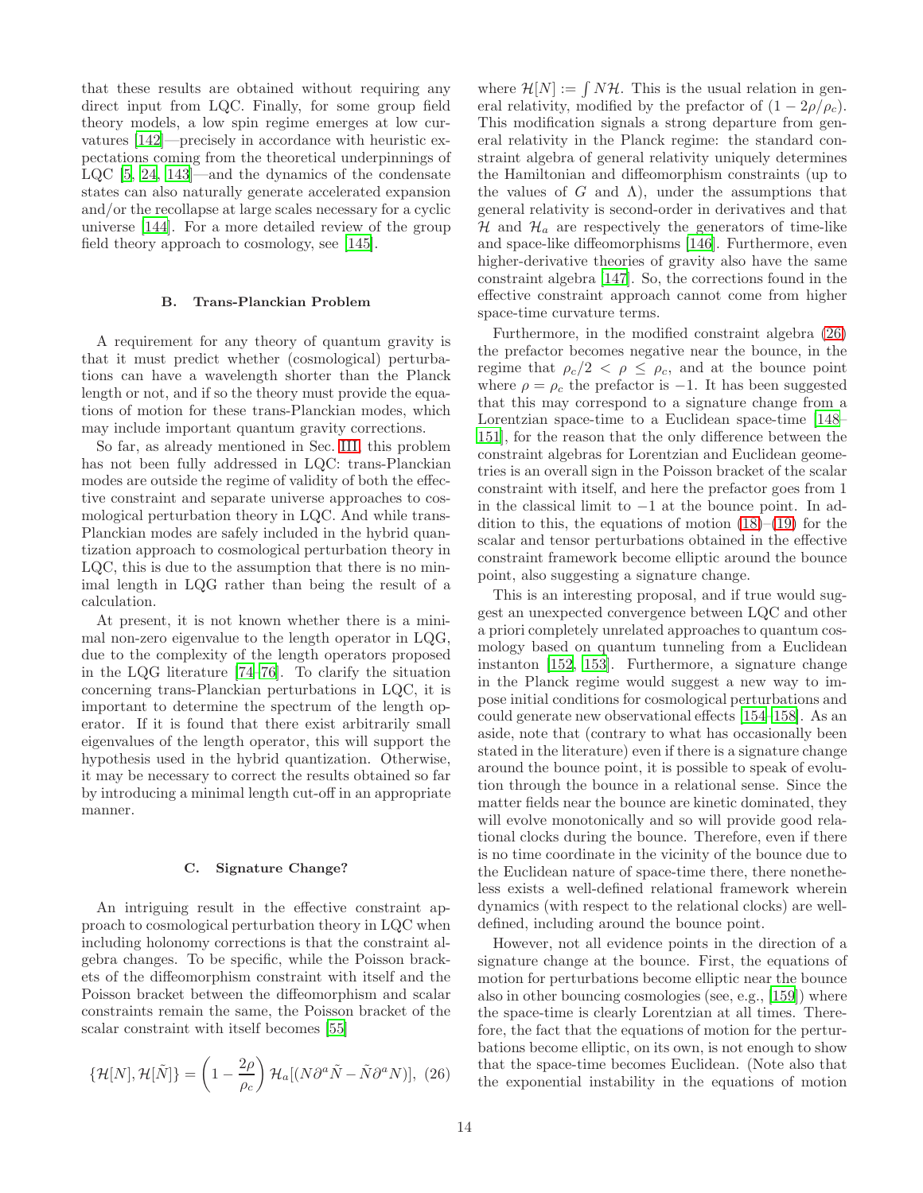that these results are obtained without requiring any direct input from LQC. Finally, for some group field theory models, a low spin regime emerges at low curvatures [142]—precisely in accordance with heuristic expectations coming from the theoretical underpinnings of LQC [5, 24, 143]—and the dynamics of the condensate states can also naturally generate accelerated expansion and/or the recollapse at large scales necessary for a cyclic universe [144]. For a more detailed review of the group field theory approach to cosmology, see [145].

### B. Trans-Planckian Problem

A requirement for any theory of quantum gravity is that it must predict whether (cosmological) perturbations can have a wavelength shorter than the Planck length or not, and if so the theory must provide the equations of motion for these trans-Planckian modes, which may include important quantum gravity corrections.

So far, as already mentioned in Sec. III, this problem has not been fully addressed in LQC: trans-Planckian modes are outside the regime of validity of both the effective constraint and separate universe approaches to cosmological perturbation theory in LQC. And while trans-Planckian modes are safely included in the hybrid quantization approach to cosmological perturbation theory in LQC, this is due to the assumption that there is no minimal length in LQG rather than being the result of a calculation.

At present, it is not known whether there is a minimal non-zero eigenvalue to the length operator in LQG, due to the complexity of the length operators proposed in the LQG literature [74–76]. To clarify the situation concerning trans-Planckian perturbations in LQC, it is important to determine the spectrum of the length operator. If it is found that there exist arbitrarily small eigenvalues of the length operator, this will support the hypothesis used in the hybrid quantization. Otherwise, it may be necessary to correct the results obtained so far by introducing a minimal length cut-off in an appropriate manner.

### C. Signature Change?

An intriguing result in the effective constraint approach to cosmological perturbation theory in LQC when including holonomy corrections is that the constraint algebra changes. To be specific, while the Poisson brackets of the diffeomorphism constraint with itself and the Poisson bracket between the diffeomorphism and scalar constraints remain the same, the Poisson bracket of the scalar constraint with itself becomes [55]

$$\{\mathcal{H}[N], \mathcal{H}[\tilde{N}]\} = \left(1 - \frac{2\rho}{\rho_c}\right) \mathcal{H}_a[(N\partial^a \tilde{N} - \tilde{N}\partial^a N)], \quad (26)$$

where $\mathcal{H}[N] := \int N\mathcal{H}$. This is the usual relation in general relativity, modified by the prefactor of $(1 - 2\rho/\rho_c)$. This modification signals a strong departure from general relativity in the Planck regime: the standard constraint algebra of general relativity uniquely determines the Hamiltonian and diffeomorphism constraints (up to the values of $G$ and $\Lambda$), under the assumptions that general relativity is second-order in derivatives and that $\mathcal{H}$ and $\mathcal{H}_a$ are respectively the generators of time-like and space-like diffeomorphisms [146]. Furthermore, even higher-derivative theories of gravity also have the same constraint algebra [147]. So, the corrections found in the effective constraint approach cannot come from higher space-time curvature terms.

Furthermore, in the modified constraint algebra (26) the prefactor becomes negative near the bounce, in the regime that $\rho_c/2 < \rho \le \rho_c$, and at the bounce point where $\rho = \rho_c$ the prefactor is $-1$. It has been suggested that this may correspond to a signature change from a Lorentzian space-time to a Euclidean space-time [148–151], for the reason that the only difference between the constraint algebras for Lorentzian and Euclidean geometries is an overall sign in the Poisson bracket of the scalar constraint with itself, and here the prefactor goes from 1 in the classical limit to $-1$ at the bounce point. In addition to this, the equations of motion (18)–(19) for the scalar and tensor perturbations obtained in the effective constraint framework become elliptic around the bounce point, also suggesting a signature change.

This is an interesting proposal, and if true would suggest an unexpected convergence between LQC and other a priori completely unrelated approaches to quantum cosmology based on quantum tunneling from a Euclidean instanton [152, 153]. Furthermore, a signature change in the Planck regime would suggest a new way to impose initial conditions for cosmological perturbations and could generate new observational effects [154–158]. As an aside, note that (contrary to what has occasionally been stated in the literature) even if there is a signature change around the bounce point, it is possible to speak of evolution through the bounce in a relational sense. Since the matter fields near the bounce are kinetic dominated, they will evolve monotonically and so will provide good relational clocks during the bounce. Therefore, even if there is no time coordinate in the vicinity of the bounce due to the Euclidean nature of space-time there, there nonetheless exists a well-defined relational framework wherein dynamics (with respect to the relational clocks) are well-defined, including around the bounce point.

However, not all evidence points in the direction of a signature change at the bounce. First, the equations of motion for perturbations become elliptic near the bounce also in other bouncing cosmologies (see, e.g., [159]) where the space-time is clearly Lorentzian at all times. Therefore, the fact that the equations of motion for the perturbations become elliptic, on its own, is not enough to show that the space-time becomes Euclidean. (Note also that the exponential instability in the equations of motion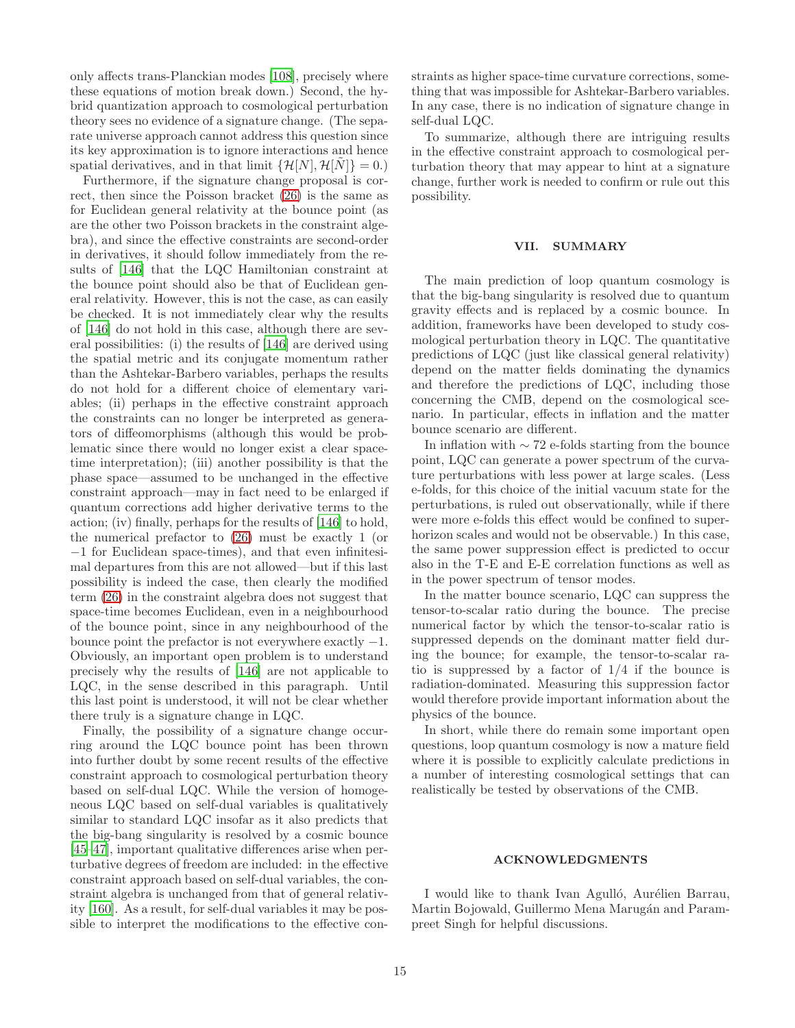only affects trans-Planckian modes [108], precisely where these equations of motion break down.) Second, the hybrid quantization approach to cosmological perturbation theory sees no evidence of a signature change. (The separate universe approach cannot address this question since its key approximation is to ignore interactions and hence spatial derivatives, and in that limit $\{\mathcal{H}[N], \mathcal{H}[\tilde{N}]\} = 0$.)

Furthermore, if the signature change proposal is correct, then since the Poisson bracket (26) is the same as for Euclidean general relativity at the bounce point (as are the other two Poisson brackets in the constraint algebra), and since the effective constraints are second-order in derivatives, it should follow immediately from the results of [146] that the LQC Hamiltonian constraint at the bounce point should also be that of Euclidean general relativity. However, this is not the case, as can easily be checked. It is not immediately clear why the results of [146] do not hold in this case, although there are several possibilities: (i) the results of [146] are derived using the spatial metric and its conjugate momentum rather than the Ashtekar-Barbero variables, perhaps the results do not hold for a different choice of elementary variables; (ii) perhaps in the effective constraint approach the constraints can no longer be interpreted as generators of diffeomorphisms (although this would be problematic since there would no longer exist a clear spacetime interpretation); (iii) another possibility is that the phase space—assumed to be unchanged in the effective constraint approach—may in fact need to be enlarged if quantum corrections add higher derivative terms to the action; (iv) finally, perhaps for the results of [146] to hold, the numerical prefactor to (26) must be exactly 1 (or $-1$ for Euclidean space-times), and that even infinitesimal departures from this are not allowed—but if this last possibility is indeed the case, then clearly the modified term (26) in the constraint algebra does not suggest that space-time becomes Euclidean, even in a neighbourhood of the bounce point, since in any neighbourhood of the bounce point the prefactor is not everywhere exactly $-1$. Obviously, an important open problem is to understand precisely why the results of [146] are not applicable to LQC, in the sense described in this paragraph. Until this last point is understood, it will not be clear whether there truly is a signature change in LQC.

Finally, the possibility of a signature change occurring around the LQC bounce point has been thrown into further doubt by some recent results of the effective constraint approach to cosmological perturbation theory based on self-dual LQC. While the version of homogeneous LQC based on self-dual variables is qualitatively similar to standard LQC insofar as it also predicts that the big-bang singularity is resolved by a cosmic bounce [45–47], important qualitative differences arise when perturbative degrees of freedom are included: in the effective constraint approach based on self-dual variables, the constraint algebra is unchanged from that of general relativity [160]. As a result, for self-dual variables it may be possible to interpret the modifications to the effective constraints as higher space-time curvature corrections, something that was impossible for Ashtekar-Barbero variables. In any case, there is no indication of signature change in self-dual LQC.

To summarize, although there are intriguing results in the effective constraint approach to cosmological perturbation theory that may appear to hint at a signature change, further work is needed to confirm or rule out this possibility.

## VII. SUMMARY

The main prediction of loop quantum cosmology is that the big-bang singularity is resolved due to quantum gravity effects and is replaced by a cosmic bounce. In addition, frameworks have been developed to study cosmological perturbation theory in LQC. The quantitative predictions of LQC (just like classical general relativity) depend on the matter fields dominating the dynamics and therefore the predictions of LQC, including those concerning the CMB, depend on the cosmological scenario. In particular, effects in inflation and the matter bounce scenario are different.

In inflation with $\sim 72$ e-folds starting from the bounce point, LQC can generate a power spectrum of the curvature perturbations with less power at large scales. (Less e-folds, for this choice of the initial vacuum state for the perturbations, is ruled out observationally, while if there were more e-folds this effect would be confined to super-horizon scales and would not be observable.) In this case, the same power suppression effect is predicted to occur also in the T-E and E-E correlation functions as well as in the power spectrum of tensor modes.

In the matter bounce scenario, LQC can suppress the tensor-to-scalar ratio during the bounce. The precise numerical factor by which the tensor-to-scalar ratio is suppressed depends on the dominant matter field during the bounce; for example, the tensor-to-scalar ratio is suppressed by a factor of $1/4$ if the bounce is radiation-dominated. Measuring this suppression factor would therefore provide important information about the physics of the bounce.

In short, while there do remain some important open questions, loop quantum cosmology is now a mature field where it is possible to explicitly calculate predictions in a number of interesting cosmological settings that can realistically be tested by observations of the CMB.

## ACKNOWLEDGMENTS

I would like to thank Ivan Agulló, Aurélien Barrau, Martin Bojowald, Guillermo Mena Marugán and Parampreet Singh for helpful discussions.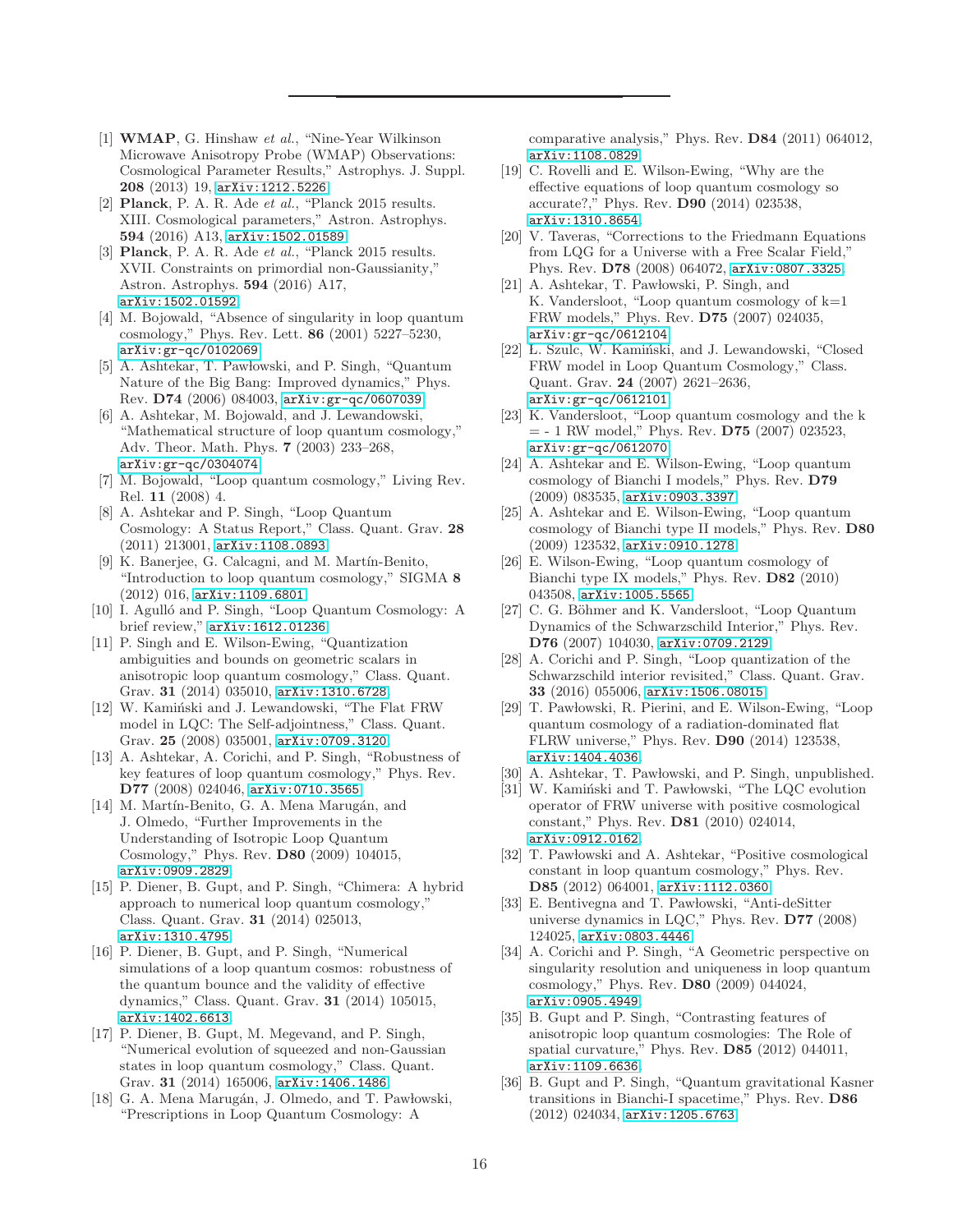---

[1] **WMAP**, G. Hinshaw *et al.*, "Nine-Year Wilkinson Microwave Anisotropy Probe (WMAP) Observations: Cosmological Parameter Results," Astrophys. J. Suppl. **208** (2013) 19, arXiv:1212.5226.

[2] **Planck**, P. A. R. Ade *et al.*, "Planck 2015 results. XIII. Cosmological parameters," Astron. Astrophys. **594** (2016) A13, arXiv:1502.01589.

[3] **Planck**, P. A. R. Ade *et al.*, "Planck 2015 results. XVII. Constraints on primordial non-Gaussianity," Astron. Astrophys. **594** (2016) A17, arXiv:1502.01592.

[4] M. Bojowald, "Absence of singularity in loop quantum cosmology," Phys. Rev. Lett. **86** (2001) 5227–5230, arXiv:gr-qc/0102069.

[5] A. Ashtekar, T. Pawłowski, and P. Singh, "Quantum Nature of the Big Bang: Improved dynamics," Phys. Rev. **D74** (2006) 084003, arXiv:gr-qc/0607039.

[6] A. Ashtekar, M. Bojowald, and J. Lewandowski, "Mathematical structure of loop quantum cosmology," Adv. Theor. Math. Phys. **7** (2003) 233–268, arXiv:gr-qc/0304074.

[7] M. Bojowald, "Loop quantum cosmology," Living Rev. Rel. **11** (2008) 4.

[8] A. Ashtekar and P. Singh, "Loop Quantum Cosmology: A Status Report," Class. Quant. Grav. **28** (2011) 213001, arXiv:1108.0893.

[9] K. Banerjee, G. Calcagni, and M. Martín-Benito, "Introduction to loop quantum cosmology," SIGMA **8** (2012) 016, arXiv:1109.6801.

[10] I. Agulló and P. Singh, "Loop Quantum Cosmology: A brief review," arXiv:1612.01236.

[11] P. Singh and E. Wilson-Ewing, "Quantization ambiguities and bounds on geometric scalars in anisotropic loop quantum cosmology," Class. Quant. Grav. **31** (2014) 035010, arXiv:1310.6728.

[12] W. Kamiński and J. Lewandowski, "The Flat FRW model in LQC: The Self-adjointness," Class. Quant. Grav. **25** (2008) 035001, arXiv:0709.3120.

[13] A. Ashtekar, A. Corichi, and P. Singh, "Robustness of key features of loop quantum cosmology," Phys. Rev. **D77** (2008) 024046, arXiv:0710.3565.

[14] M. Martín-Benito, G. A. Mena Marugán, and J. Olmedo, "Further Improvements in the Understanding of Isotropic Loop Quantum Cosmology," Phys. Rev. **D80** (2009) 104015, arXiv:0909.2829.

[15] P. Diener, B. Gupt, and P. Singh, "Chimera: A hybrid approach to numerical loop quantum cosmology," Class. Quant. Grav. **31** (2014) 025013, arXiv:1310.4795.

[16] P. Diener, B. Gupt, and P. Singh, "Numerical simulations of a loop quantum cosmos: robustness of the quantum bounce and the validity of effective dynamics," Class. Quant. Grav. **31** (2014) 105015, arXiv:1402.6613.

[17] P. Diener, B. Gupt, M. Megevand, and P. Singh, "Numerical evolution of squeezed and non-Gaussian states in loop quantum cosmology," Class. Quant. Grav. **31** (2014) 165006, arXiv:1406.1486.

[18] G. A. Mena Marugán, J. Olmedo, and T. Pawłowski, "Prescriptions in Loop Quantum Cosmology: A comparative analysis," Phys. Rev. **D84** (2011) 064012, arXiv:1108.0829.

[19] C. Rovelli and E. Wilson-Ewing, "Why are the effective equations of loop quantum cosmology so accurate?," Phys. Rev. **D90** (2014) 023538, arXiv:1310.8654.

[20] V. Taveras, "Corrections to the Friedmann Equations from LQG for a Universe with a Free Scalar Field," Phys. Rev. **D78** (2008) 064072, arXiv:0807.3325.

[21] A. Ashtekar, T. Pawłowski, P. Singh, and K. Vandersloot, "Loop quantum cosmology of k=1 FRW models," Phys. Rev. **D75** (2007) 024035, arXiv:gr-qc/0612104.

[22] L. Szulc, W. Kamiński, and J. Lewandowski, "Closed FRW model in Loop Quantum Cosmology," Class. Quant. Grav. **24** (2007) 2621–2636, arXiv:gr-qc/0612101.

[23] K. Vandersloot, "Loop quantum cosmology and the k = - 1 RW model," Phys. Rev. **D75** (2007) 023523, arXiv:gr-qc/0612070.

[24] A. Ashtekar and E. Wilson-Ewing, "Loop quantum cosmology of Bianchi I models," Phys. Rev. **D79** (2009) 083535, arXiv:0903.3397.

[25] A. Ashtekar and E. Wilson-Ewing, "Loop quantum cosmology of Bianchi type II models," Phys. Rev. **D80** (2009) 123532, arXiv:0910.1278.

[26] E. Wilson-Ewing, "Loop quantum cosmology of Bianchi type IX models," Phys. Rev. **D82** (2010) 043508, arXiv:1005.5565.

[27] C. G. Böhmer and K. Vandersloot, "Loop Quantum Dynamics of the Schwarzschild Interior," Phys. Rev. **D76** (2007) 104030, arXiv:0709.2129.

[28] A. Corichi and P. Singh, "Loop quantization of the Schwarzschild interior revisited," Class. Quant. Grav. **33** (2016) 055006, arXiv:1506.08015.

[29] T. Pawłowski, R. Pierini, and E. Wilson-Ewing, "Loop quantum cosmology of a radiation-dominated flat FLRW universe," Phys. Rev. **D90** (2014) 123538, arXiv:1404.4036.

[30] A. Ashtekar, T. Pawłowski, and P. Singh, unpublished.

[31] W. Kamiński and T. Pawłowski, "The LQC evolution operator of FRW universe with positive cosmological constant," Phys. Rev. **D81** (2010) 024014, arXiv:0912.0162.

[32] T. Pawłowski and A. Ashtekar, "Positive cosmological constant in loop quantum cosmology," Phys. Rev. **D85** (2012) 064001, arXiv:1112.0360.

[33] E. Bentivegna and T. Pawłowski, "Anti-deSitter universe dynamics in LQC," Phys. Rev. **D77** (2008) 124025, arXiv:0803.4446.

[34] A. Corichi and P. Singh, "A Geometric perspective on singularity resolution and uniqueness in loop quantum cosmology," Phys. Rev. **D80** (2009) 044024, arXiv:0905.4949.

[35] B. Gupt and P. Singh, "Contrasting features of anisotropic loop quantum cosmologies: The Role of spatial curvature," Phys. Rev. **D85** (2012) 044011, arXiv:1109.6636.

[36] B. Gupt and P. Singh, "Quantum gravitational Kasner transitions in Bianchi-I spacetime," Phys. Rev. **D86** (2012) 024034, arXiv:1205.6763.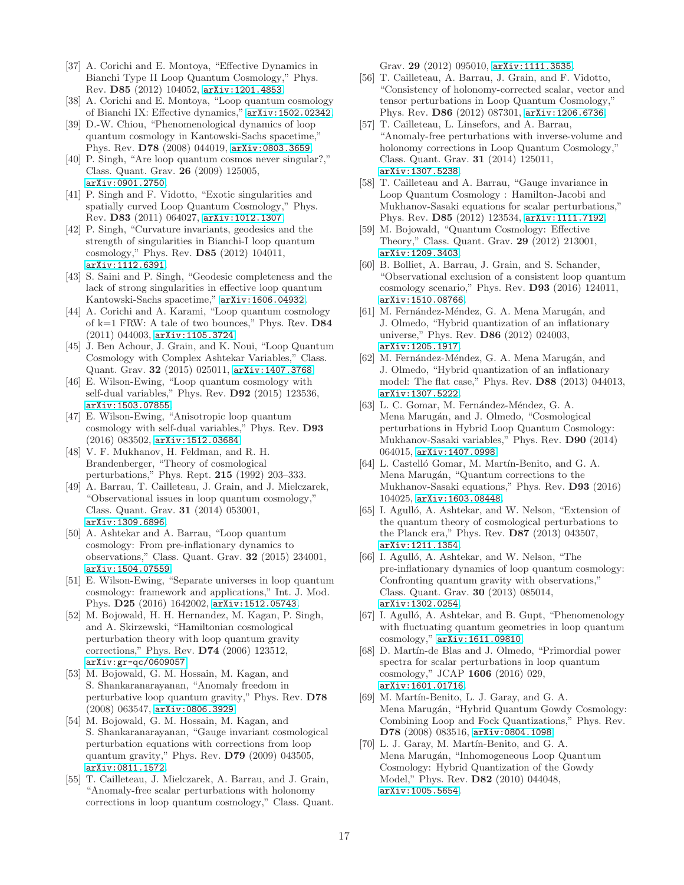[37] A. Corichi and E. Montoya, "Effective Dynamics in Bianchi Type II Loop Quantum Cosmology," Phys. Rev. **D85** (2012) 104052, arXiv:1201.4853.

[38] A. Corichi and E. Montoya, "Loop quantum cosmology of Bianchi IX: Effective dynamics," arXiv:1502.02342.

[39] D.-W. Chiou, "Phenomenological dynamics of loop quantum cosmology in Kantowski-Sachs spacetime," Phys. Rev. **D78** (2008) 044019, arXiv:0803.3659.

[40] P. Singh, "Are loop quantum cosmos never singular?," Class. Quant. Grav. **26** (2009) 125005, arXiv:0901.2750.

[41] P. Singh and F. Vidotto, "Exotic singularities and spatially curved Loop Quantum Cosmology," Phys. Rev. **D83** (2011) 064027, arXiv:1012.1307.

[42] P. Singh, "Curvature invariants, geodesics and the strength of singularities in Bianchi-I loop quantum cosmology," Phys. Rev. **D85** (2012) 104011, arXiv:1112.6391.

[43] S. Saini and P. Singh, "Geodesic completeness and the lack of strong singularities in effective loop quantum Kantowski-Sachs spacetime," arXiv:1606.04932.

[44] A. Corichi and A. Karami, "Loop quantum cosmology of k=1 FRW: A tale of two bounces," Phys. Rev. **D84** (2011) 044003, arXiv:1105.3724.

[45] J. Ben Achour, J. Grain, and K. Noui, "Loop Quantum Cosmology with Complex Ashtekar Variables," Class. Quant. Grav. **32** (2015) 025011, arXiv:1407.3768.

[46] E. Wilson-Ewing, "Loop quantum cosmology with self-dual variables," Phys. Rev. **D92** (2015) 123536, arXiv:1503.07855.

[47] E. Wilson-Ewing, "Anisotropic loop quantum cosmology with self-dual variables," Phys. Rev. **D93** (2016) 083502, arXiv:1512.03684.

[48] V. F. Mukhanov, H. Feldman, and R. H. Brandenberger, "Theory of cosmological perturbations," Phys. Rept. **215** (1992) 203–333.

[49] A. Barrau, T. Cailleteau, J. Grain, and J. Mielczarek, "Observational issues in loop quantum cosmology," Class. Quant. Grav. **31** (2014) 053001, arXiv:1309.6896.

[50] A. Ashtekar and A. Barrau, "Loop quantum cosmology: From pre-inflationary dynamics to observations," Class. Quant. Grav. **32** (2015) 234001, arXiv:1504.07559.

[51] E. Wilson-Ewing, "Separate universes in loop quantum cosmology: framework and applications," Int. J. Mod. Phys. **D25** (2016) 1642002, arXiv:1512.05743.

[52] M. Bojowald, H. H. Hernandez, M. Kagan, P. Singh, and A. Skirzewski, "Hamiltonian cosmological perturbation theory with loop quantum gravity corrections," Phys. Rev. **D74** (2006) 123512, arXiv:gr-qc/0609057.

[53] M. Bojowald, G. M. Hossain, M. Kagan, and S. Shankaranarayanan, "Anomaly freedom in perturbative loop quantum gravity," Phys. Rev. **D78** (2008) 063547, arXiv:0806.3929.

[54] M. Bojowald, G. M. Hossain, M. Kagan, and S. Shankaranarayanan, "Gauge invariant cosmological perturbation equations with corrections from loop quantum gravity," Phys. Rev. **D79** (2009) 043505, arXiv:0811.1572.

[55] T. Cailleteau, J. Mielczarek, A. Barrau, and J. Grain, "Anomaly-free scalar perturbations with holonomy corrections in loop quantum cosmology," Class. Quant. Grav. **29** (2012) 095010, arXiv:1111.3535.

[56] T. Cailleteau, A. Barrau, J. Grain, and F. Vidotto, "Consistency of holonomy-corrected scalar, vector and tensor perturbations in Loop Quantum Cosmology," Phys. Rev. **D86** (2012) 087301, arXiv:1206.6736.

[57] T. Cailleteau, L. Linsefors, and A. Barrau, "Anomaly-free perturbations with inverse-volume and holonomy corrections in Loop Quantum Cosmology," Class. Quant. Grav. **31** (2014) 125011, arXiv:1307.5238.

[58] T. Cailleteau and A. Barrau, "Gauge invariance in Loop Quantum Cosmology : Hamilton-Jacobi and Mukhanov-Sasaki equations for scalar perturbations," Phys. Rev. **D85** (2012) 123534, arXiv:1111.7192.

[59] M. Bojowald, "Quantum Cosmology: Effective Theory," Class. Quant. Grav. **29** (2012) 213001, arXiv:1209.3403.

[60] B. Bolliet, A. Barrau, J. Grain, and S. Schander, "Observational exclusion of a consistent loop quantum cosmology scenario," Phys. Rev. **D93** (2016) 124011, arXiv:1510.08766.

[61] M. Fernández-Méndez, G. A. Mena Marugán, and J. Olmedo, "Hybrid quantization of an inflationary universe," Phys. Rev. **D86** (2012) 024003, arXiv:1205.1917.

[62] M. Fernández-Méndez, G. A. Mena Marugán, and J. Olmedo, "Hybrid quantization of an inflationary model: The flat case," Phys. Rev. **D88** (2013) 044013, arXiv:1307.5222.

[63] L. C. Gomar, M. Fernández-Méndez, G. A. Mena Marugán, and J. Olmedo, "Cosmological perturbations in Hybrid Loop Quantum Cosmology: Mukhanov-Sasaki variables," Phys. Rev. **D90** (2014) 064015, arXiv:1407.0998.

[64] L. Castelló Gomar, M. Martín-Benito, and G. A. Mena Marugán, "Quantum corrections to the Mukhanov-Sasaki equations," Phys. Rev. **D93** (2016) 104025, arXiv:1603.08448.

[65] I. Agulló, A. Ashtekar, and W. Nelson, "Extension of the quantum theory of cosmological perturbations to the Planck era," Phys. Rev. **D87** (2013) 043507, arXiv:1211.1354.

[66] I. Agulló, A. Ashtekar, and W. Nelson, "The pre-inflationary dynamics of loop quantum cosmology: Confronting quantum gravity with observations," Class. Quant. Grav. **30** (2013) 085014, arXiv:1302.0254.

[67] I. Agulló, A. Ashtekar, and B. Gupt, "Phenomenology with fluctuating quantum geometries in loop quantum cosmology," arXiv:1611.09810.

[68] D. Martín-de Blas and J. Olmedo, "Primordial power spectra for scalar perturbations in loop quantum cosmology," JCAP **1606** (2016) 029, arXiv:1601.01716.

[69] M. Martín-Benito, L. J. Garay, and G. A. Mena Marugán, "Hybrid Quantum Gowdy Cosmology: Combining Loop and Fock Quantizations," Phys. Rev. **D78** (2008) 083516, arXiv:0804.1098.

[70] L. J. Garay, M. Martín-Benito, and G. A. Mena Marugán, "Inhomogeneous Loop Quantum Cosmology: Hybrid Quantization of the Gowdy Model," Phys. Rev. **D82** (2010) 044048, arXiv:1005.5654.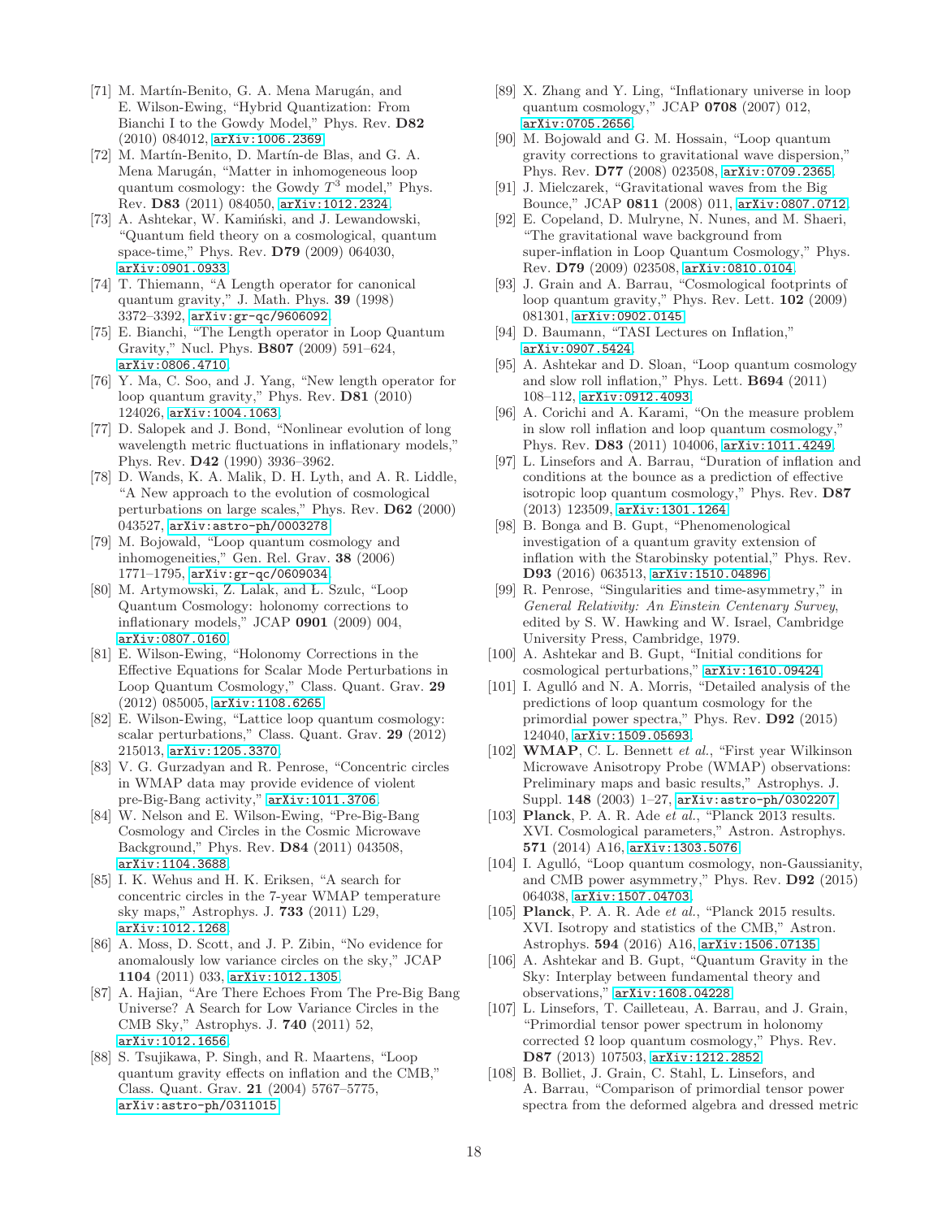[71] M. Martín-Benito, G. A. Mena Marugán, and E. Wilson-Ewing, "Hybrid Quantization: From Bianchi I to the Gowdy Model," Phys. Rev. **D82** (2010) 084012, arXiv:1006.2369.

[72] M. Martín-Benito, D. Martín-de Blas, and G. A. Mena Marugán, "Matter in inhomogeneous loop quantum cosmology: the Gowdy $T^3$ model," Phys. Rev. **D83** (2011) 084050, arXiv:1012.2324.

[73] A. Ashtekar, W. Kamiński, and J. Lewandowski, "Quantum field theory on a cosmological, quantum space-time," Phys. Rev. **D79** (2009) 064030, arXiv:0901.0933.

[74] T. Thiemann, "A Length operator for canonical quantum gravity," J. Math. Phys. **39** (1998) 3372–3392, arXiv:gr-qc/9606092.

[75] E. Bianchi, "The Length operator in Loop Quantum Gravity," Nucl. Phys. **B807** (2009) 591–624, arXiv:0806.4710.

[76] Y. Ma, C. Soo, and J. Yang, "New length operator for loop quantum gravity," Phys. Rev. **D81** (2010) 124026, arXiv:1004.1063.

[77] D. Salopek and J. Bond, "Nonlinear evolution of long wavelength metric fluctuations in inflationary models," Phys. Rev. **D42** (1990) 3936–3962.

[78] D. Wands, K. A. Malik, D. H. Lyth, and A. R. Liddle, "A New approach to the evolution of cosmological perturbations on large scales," Phys. Rev. **D62** (2000) 043527, arXiv:astro-ph/0003278.

[79] M. Bojowald, "Loop quantum cosmology and inhomogeneities," Gen. Rel. Grav. **38** (2006) 1771–1795, arXiv:gr-qc/0609034.

[80] M. Artymowski, Z. Lalak, and L. Szulc, "Loop Quantum Cosmology: holonomy corrections to inflationary models," JCAP **0901** (2009) 004, arXiv:0807.0160.

[81] E. Wilson-Ewing, "Holonomy Corrections in the Effective Equations for Scalar Mode Perturbations in Loop Quantum Cosmology," Class. Quant. Grav. **29** (2012) 085005, arXiv:1108.6265.

[82] E. Wilson-Ewing, "Lattice loop quantum cosmology: scalar perturbations," Class. Quant. Grav. **29** (2012) 215013, arXiv:1205.3370.

[83] V. G. Gurzadyan and R. Penrose, "Concentric circles in WMAP data may provide evidence of violent pre-Big-Bang activity," arXiv:1011.3706.

[84] W. Nelson and E. Wilson-Ewing, "Pre-Big-Bang Cosmology and Circles in the Cosmic Microwave Background," Phys. Rev. **D84** (2011) 043508, arXiv:1104.3688.

[85] I. K. Wehus and H. K. Eriksen, "A search for concentric circles in the 7-year WMAP temperature sky maps," Astrophys. J. **733** (2011) L29, arXiv:1012.1268.

[86] A. Moss, D. Scott, and J. P. Zibin, "No evidence for anomalously low variance circles on the sky," JCAP **1104** (2011) 033, arXiv:1012.1305.

[87] A. Hajian, "Are There Echoes From The Pre-Big Bang Universe? A Search for Low Variance Circles in the CMB Sky," Astrophys. J. **740** (2011) 52, arXiv:1012.1656.

[88] S. Tsujikawa, P. Singh, and R. Maartens, "Loop quantum gravity effects on inflation and the CMB," Class. Quant. Grav. **21** (2004) 5767–5775, arXiv:astro-ph/0311015.

[89] X. Zhang and Y. Ling, "Inflationary universe in loop quantum cosmology," JCAP **0708** (2007) 012, arXiv:0705.2656.

[90] M. Bojowald and G. M. Hossain, "Loop quantum gravity corrections to gravitational wave dispersion," Phys. Rev. **D77** (2008) 023508, arXiv:0709.2365.

[91] J. Mielczarek, "Gravitational waves from the Big Bounce," JCAP **0811** (2008) 011, arXiv:0807.0712.

[92] E. Copeland, D. Mulryne, N. Nunes, and M. Shaeri, "The gravitational wave background from super-inflation in Loop Quantum Cosmology," Phys. Rev. **D79** (2009) 023508, arXiv:0810.0104.

[93] J. Grain and A. Barrau, "Cosmological footprints of loop quantum gravity," Phys. Rev. Lett. **102** (2009) 081301, arXiv:0902.0145.

[94] D. Baumann, "TASI Lectures on Inflation," arXiv:0907.5424.

[95] A. Ashtekar and D. Sloan, "Loop quantum cosmology and slow roll inflation," Phys. Lett. **B694** (2011) 108–112, arXiv:0912.4093.

[96] A. Corichi and A. Karami, "On the measure problem in slow roll inflation and loop quantum cosmology," Phys. Rev. **D83** (2011) 104006, arXiv:1011.4249.

[97] L. Linsefors and A. Barrau, "Duration of inflation and conditions at the bounce as a prediction of effective isotropic loop quantum cosmology," Phys. Rev. **D87** (2013) 123509, arXiv:1301.1264.

[98] B. Bonga and B. Gupt, "Phenomenological investigation of a quantum gravity extension of inflation with the Starobinsky potential," Phys. Rev. **D93** (2016) 063513, arXiv:1510.04896.

[99] R. Penrose, "Singularities and time-asymmetry," in *General Relativity: An Einstein Centenary Survey*, edited by S. W. Hawking and W. Israel, Cambridge University Press, Cambridge, 1979.

[100] A. Ashtekar and B. Gupt, "Initial conditions for cosmological perturbations," arXiv:1610.09424.

[101] I. Agulló and N. A. Morris, "Detailed analysis of the predictions of loop quantum cosmology for the primordial power spectra," Phys. Rev. **D92** (2015) 124040, arXiv:1509.05693.

[102] **WMAP**, C. L. Bennett *et al.*, "First year Wilkinson Microwave Anisotropy Probe (WMAP) observations: Preliminary maps and basic results," Astrophys. J. Suppl. **148** (2003) 1–27, arXiv:astro-ph/0302207.

[103] **Planck**, P. A. R. Ade *et al.*, "Planck 2013 results. XVI. Cosmological parameters," Astron. Astrophys. **571** (2014) A16, arXiv:1303.5076.

[104] I. Agulló, "Loop quantum cosmology, non-Gaussianity, and CMB power asymmetry," Phys. Rev. **D92** (2015) 064038, arXiv:1507.04703.

[105] **Planck**, P. A. R. Ade *et al.*, "Planck 2015 results. XVI. Isotropy and statistics of the CMB," Astron. Astrophys. **594** (2016) A16, arXiv:1506.07135.

[106] A. Ashtekar and B. Gupt, "Quantum Gravity in the Sky: Interplay between fundamental theory and observations," arXiv:1608.04228.

[107] L. Linsefors, T. Cailleteau, A. Barrau, and J. Grain, "Primordial tensor power spectrum in holonomy corrected Ω loop quantum cosmology," Phys. Rev. **D87** (2013) 107503, arXiv:1212.2852.

[108] B. Bolliet, J. Grain, C. Stahl, L. Linsefors, and A. Barrau, "Comparison of primordial tensor power spectra from the deformed algebra and dressed metric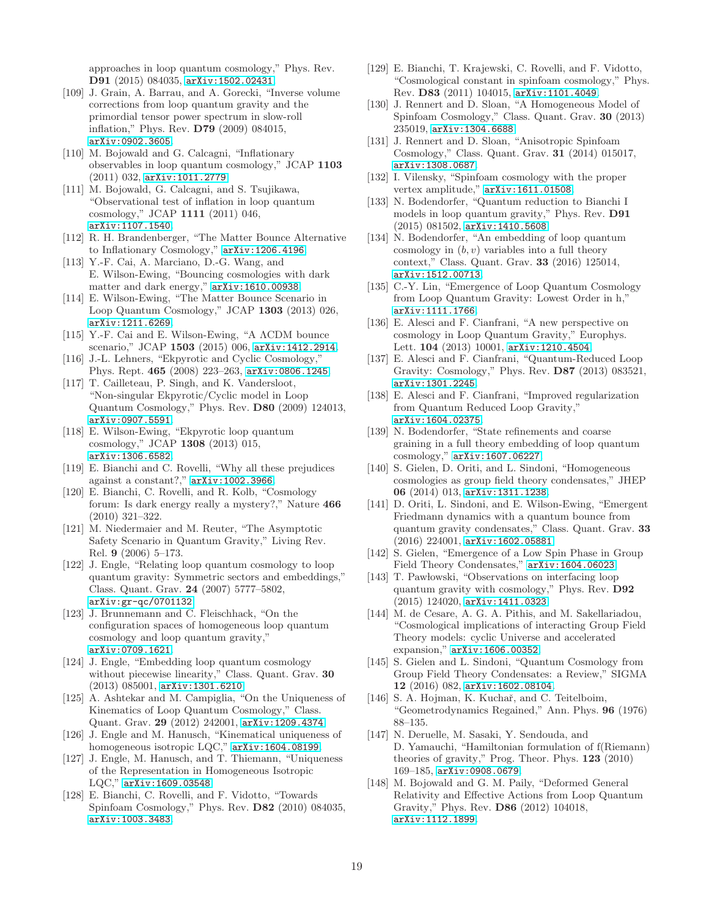approaches in loop quantum cosmology," Phys. Rev. **D91** (2015) 084035, arXiv:1502.02431.

[109] J. Grain, A. Barrau, and A. Gorecki, "Inverse volume corrections from loop quantum gravity and the primordial tensor power spectrum in slow-roll inflation," Phys. Rev. **D79** (2009) 084015, arXiv:0902.3605.

[110] M. Bojowald and G. Calcagni, "Inflationary observables in loop quantum cosmology," JCAP **1103** (2011) 032, arXiv:1011.2779.

[111] M. Bojowald, G. Calcagni, and S. Tsujikawa, "Observational test of inflation in loop quantum cosmology," JCAP **1111** (2011) 046, arXiv:1107.1540.

[112] R. H. Brandenberger, "The Matter Bounce Alternative to Inflationary Cosmology," arXiv:1206.4196.

[113] Y.-F. Cai, A. Marciano, D.-G. Wang, and E. Wilson-Ewing, "Bouncing cosmologies with dark matter and dark energy," arXiv:1610.00938.

[114] E. Wilson-Ewing, "The Matter Bounce Scenario in Loop Quantum Cosmology," JCAP **1303** (2013) 026, arXiv:1211.6269.

[115] Y.-F. Cai and E. Wilson-Ewing, "A ΛCDM bounce scenario," JCAP **1503** (2015) 006, arXiv:1412.2914.

[116] J.-L. Lehners, "Ekpyrotic and Cyclic Cosmology," Phys. Rept. **465** (2008) 223–263, arXiv:0806.1245.

[117] T. Cailleteau, P. Singh, and K. Vandersloot, "Non-singular Ekpyrotic/Cyclic model in Loop Quantum Cosmology," Phys. Rev. **D80** (2009) 124013, arXiv:0907.5591.

[118] E. Wilson-Ewing, "Ekpyrotic loop quantum cosmology," JCAP **1308** (2013) 015, arXiv:1306.6582.

[119] E. Bianchi and C. Rovelli, "Why all these prejudices against a constant?," arXiv:1002.3966.

[120] E. Bianchi, C. Rovelli, and R. Kolb, "Cosmology forum: Is dark energy really a mystery?," Nature **466** (2010) 321–322.

[121] M. Niedermaier and M. Reuter, "The Asymptotic Safety Scenario in Quantum Gravity," Living Rev. Rel. **9** (2006) 5–173.

[122] J. Engle, "Relating loop quantum cosmology to loop quantum gravity: Symmetric sectors and embeddings," Class. Quant. Grav. **24** (2007) 5777–5802, arXiv:gr-qc/0701132.

[123] J. Brunnemann and C. Fleischhack, "On the configuration spaces of homogeneous loop quantum cosmology and loop quantum gravity," arXiv:0709.1621.

[124] J. Engle, "Embedding loop quantum cosmology without piecewise linearity," Class. Quant. Grav. **30** (2013) 085001, arXiv:1301.6210.

[125] A. Ashtekar and M. Campiglia, "On the Uniqueness of Kinematics of Loop Quantum Cosmology," Class. Quant. Grav. **29** (2012) 242001, arXiv:1209.4374.

[126] J. Engle and M. Hanusch, "Kinematical uniqueness of homogeneous isotropic LQC," arXiv:1604.08199.

[127] J. Engle, M. Hanusch, and T. Thiemann, "Uniqueness of the Representation in Homogeneous Isotropic LQC," arXiv:1609.03548.

[128] E. Bianchi, C. Rovelli, and F. Vidotto, "Towards Spinfoam Cosmology," Phys. Rev. **D82** (2010) 084035, arXiv:1003.3483.

[129] E. Bianchi, T. Krajewski, C. Rovelli, and F. Vidotto, "Cosmological constant in spinfoam cosmology," Phys. Rev. **D83** (2011) 104015, arXiv:1101.4049.

[130] J. Rennert and D. Sloan, "A Homogeneous Model of Spinfoam Cosmology," Class. Quant. Grav. **30** (2013) 235019, arXiv:1304.6688.

[131] J. Rennert and D. Sloan, "Anisotropic Spinfoam Cosmology," Class. Quant. Grav. **31** (2014) 015017, arXiv:1308.0687.

[132] I. Vilensky, "Spinfoam cosmology with the proper vertex amplitude," arXiv:1611.01508.

[133] N. Bodendorfer, "Quantum reduction to Bianchi I models in loop quantum gravity," Phys. Rev. **D91** (2015) 081502, arXiv:1410.5608.

[134] N. Bodendorfer, "An embedding of loop quantum cosmology in $(b, v)$ variables into a full theory context," Class. Quant. Grav. **33** (2016) 125014, arXiv:1512.00713.

[135] C.-Y. Lin, "Emergence of Loop Quantum Cosmology from Loop Quantum Gravity: Lowest Order in h," arXiv:1111.1766.

[136] E. Alesci and F. Cianfrani, "A new perspective on cosmology in Loop Quantum Gravity," Europhys. Lett. **104** (2013) 10001, arXiv:1210.4504.

[137] E. Alesci and F. Cianfrani, "Quantum-Reduced Loop Gravity: Cosmology," Phys. Rev. **D87** (2013) 083521, arXiv:1301.2245.

[138] E. Alesci and F. Cianfrani, "Improved regularization from Quantum Reduced Loop Gravity," arXiv:1604.02375.

[139] N. Bodendorfer, "State refinements and coarse graining in a full theory embedding of loop quantum cosmology," arXiv:1607.06227.

[140] S. Gielen, D. Oriti, and L. Sindoni, "Homogeneous cosmologies as group field theory condensates," JHEP **06** (2014) 013, arXiv:1311.1238.

[141] D. Oriti, L. Sindoni, and E. Wilson-Ewing, "Emergent Friedmann dynamics with a quantum bounce from quantum gravity condensates," Class. Quant. Grav. **33** (2016) 224001, arXiv:1602.05881.

[142] S. Gielen, "Emergence of a Low Spin Phase in Group Field Theory Condensates," arXiv:1604.06023.

[143] T. Pawłowski, "Observations on interfacing loop quantum gravity with cosmology," Phys. Rev. **D92** (2015) 124020, arXiv:1411.0323.

[144] M. de Cesare, A. G. A. Pithis, and M. Sakellariadou, "Cosmological implications of interacting Group Field Theory models: cyclic Universe and accelerated expansion," arXiv:1606.00352.

[145] S. Gielen and L. Sindoni, "Quantum Cosmology from Group Field Theory Condensates: a Review," SIGMA **12** (2016) 082, arXiv:1602.08104.

[146] S. A. Hojman, K. Kuchař, and C. Teitelboim, "Geometrodynamics Regained," Ann. Phys. **96** (1976) 88–135.

[147] N. Deruelle, M. Sasaki, Y. Sendouda, and D. Yamauchi, "Hamiltonian formulation of f(Riemann) theories of gravity," Prog. Theor. Phys. **123** (2010) 169–185, arXiv:0908.0679.

[148] M. Bojowald and G. M. Paily, "Deformed General Relativity and Effective Actions from Loop Quantum Gravity," Phys. Rev. **D86** (2012) 104018, arXiv:1112.1899.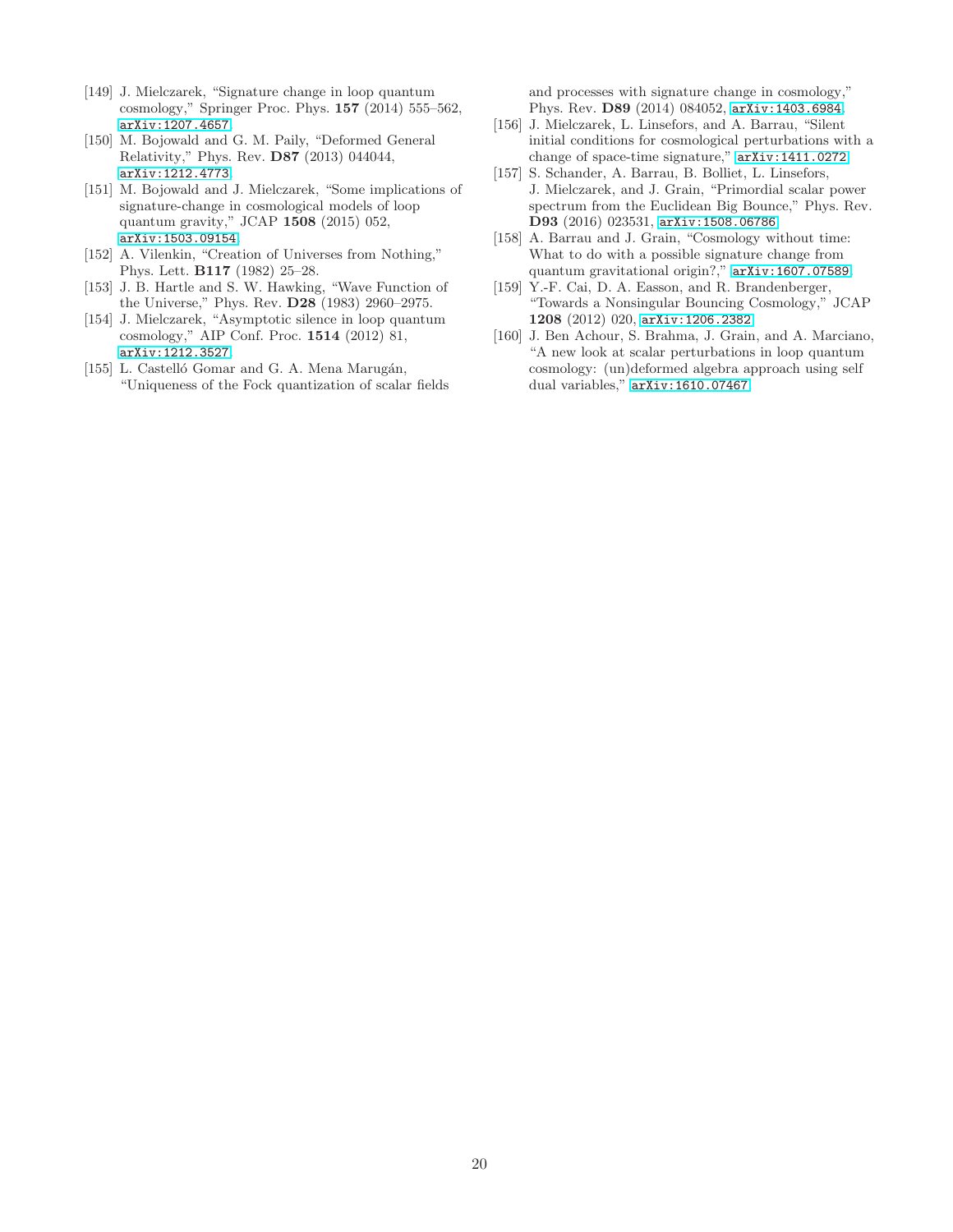[149] J. Mielczarek, "Signature change in loop quantum cosmology," Springer Proc. Phys. **157** (2014) 555–562, arXiv:1207.4657.

[150] M. Bojowald and G. M. Paily, "Deformed General Relativity," Phys. Rev. **D87** (2013) 044044, arXiv:1212.4773.

[151] M. Bojowald and J. Mielczarek, "Some implications of signature-change in cosmological models of loop quantum gravity," JCAP **1508** (2015) 052, arXiv:1503.09154.

[152] A. Vilenkin, "Creation of Universes from Nothing," Phys. Lett. **B117** (1982) 25–28.

[153] J. B. Hartle and S. W. Hawking, "Wave Function of the Universe," Phys. Rev. **D28** (1983) 2960–2975.

[154] J. Mielczarek, "Asymptotic silence in loop quantum cosmology," AIP Conf. Proc. **1514** (2012) 81, arXiv:1212.3527.

[155] L. Castelló Gomar and G. A. Mena Marugán, "Uniqueness of the Fock quantization of scalar fields and processes with signature change in cosmology," Phys. Rev. **D89** (2014) 084052, arXiv:1403.6984.

[156] J. Mielczarek, L. Linsefors, and A. Barrau, "Silent initial conditions for cosmological perturbations with a change of space-time signature," arXiv:1411.0272.

[157] S. Schander, A. Barrau, B. Bolliet, L. Linsefors, J. Mielczarek, and J. Grain, "Primordial scalar power spectrum from the Euclidean Big Bounce," Phys. Rev. **D93** (2016) 023531, arXiv:1508.06786.

[158] A. Barrau and J. Grain, "Cosmology without time: What to do with a possible signature change from quantum gravitational origin?," arXiv:1607.07589.

[159] Y.-F. Cai, D. A. Easson, and R. Brandenberger, "Towards a Nonsingular Bouncing Cosmology," JCAP **1208** (2012) 020, arXiv:1206.2382.

[160] J. Ben Achour, S. Brahma, J. Grain, and A. Marciano, "A new look at scalar perturbations in loop quantum cosmology: (un)deformed algebra approach using self dual variables," arXiv:1610.07467.